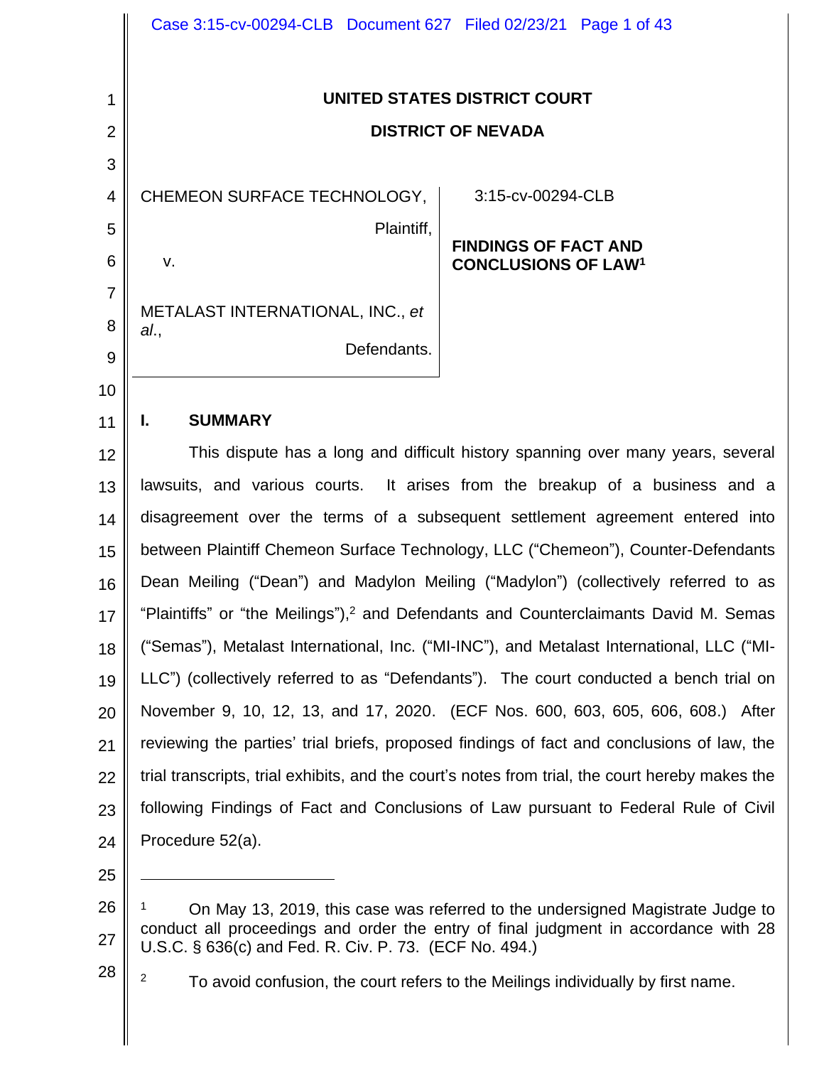UNITED STATES DISTRICT COURT

DISTRICT OF NEVADA

CHEMEON SURFACE TECHNOLOGY,

Plaintiff,

v.

METALAST INTERNATIONAL, INC., *et al*.,

Defendants.

3:15-cv-00294-CLB

**FINDINGS OF FACT AND CONCLUSIONS OF LAW**[1]

## I. SUMMARY

This dispute has a long and difficult history spanning over many years, several lawsuits, and various courts. It arises from the breakup of a business and a disagreement over the terms of a subsequent settlement agreement entered into between Plaintiff Chemeon Surface Technology, LLC ("Chemeon"), Counter-Defendants Dean Meiling ("Dean") and Madylon Meiling ("Madylon") (collectively referred to as "Plaintiffs" or "the Meilings"),[2] and Defendants and Counterclaimants David M. Semas ("Semas"), Metalast International, Inc. ("MI-INC"), and Metalast International, LLC ("MI-LLC") (collectively referred to as "Defendants"). The court conducted a bench trial on November 9, 10, 12, 13, and 17, 2020. (ECF Nos. 600, 603, 605, 606, 608.) After reviewing the parties' trial briefs, proposed findings of fact and conclusions of law, the trial transcripts, trial exhibits, and the court's notes from trial, the court hereby makes the following Findings of Fact and Conclusions of Law pursuant to Federal Rule of Civil Procedure 52(a).

---

[1] On May 13, 2019, this case was referred to the undersigned Magistrate Judge to conduct all proceedings and order the entry of final judgment in accordance with 28 U.S.C. § 636(c) and Fed. R. Civ. P. 73. (ECF No. 494.)

[2] To avoid confusion, the court refers to the Meilings individually by first name.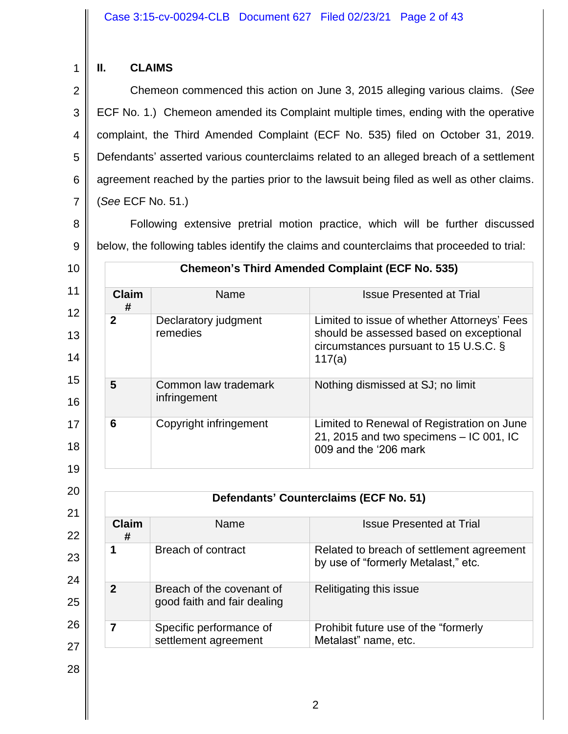## II. CLAIMS

Chemeon commenced this action on June 3, 2015 alleging various claims. (*See* ECF No. 1.) Chemeon amended its Complaint multiple times, ending with the operative complaint, the Third Amended Complaint (ECF No. 535) filed on October 31, 2019. Defendants' asserted various counterclaims related to an alleged breach of a settlement agreement reached by the parties prior to the lawsuit being filed as well as other claims. (*See* ECF No. 51.)

Following extensive pretrial motion practice, which will be further discussed below, the following tables identify the claims and counterclaims that proceeded to trial:

**Chemeon's Third Amended Complaint (ECF No. 535)**

| Claim # | Name | Issue Presented at Trial |
|---|---|---|
| 2 | Declaratory judgment remedies | Limited to issue of whether Attorneys' Fees should be assessed based on exceptional circumstances pursuant to 15 U.S.C. § 117(a) |
| 5 | Common law trademark infringement | Nothing dismissed at SJ; no limit |
| 6 | Copyright infringement | Limited to Renewal of Registration on June 21, 2015 and two specimens – IC 001, IC 009 and the '206 mark |

**Defendants' Counterclaims (ECF No. 51)**

| Claim # | Name | Issue Presented at Trial |
|---|---|---|
| 1 | Breach of contract | Related to breach of settlement agreement by use of "formerly Metalast," etc. |
| 2 | Breach of the covenant of good faith and fair dealing | Relitigating this issue |
| 7 | Specific performance of settlement agreement | Prohibit future use of the "formerly Metalast" name, etc. |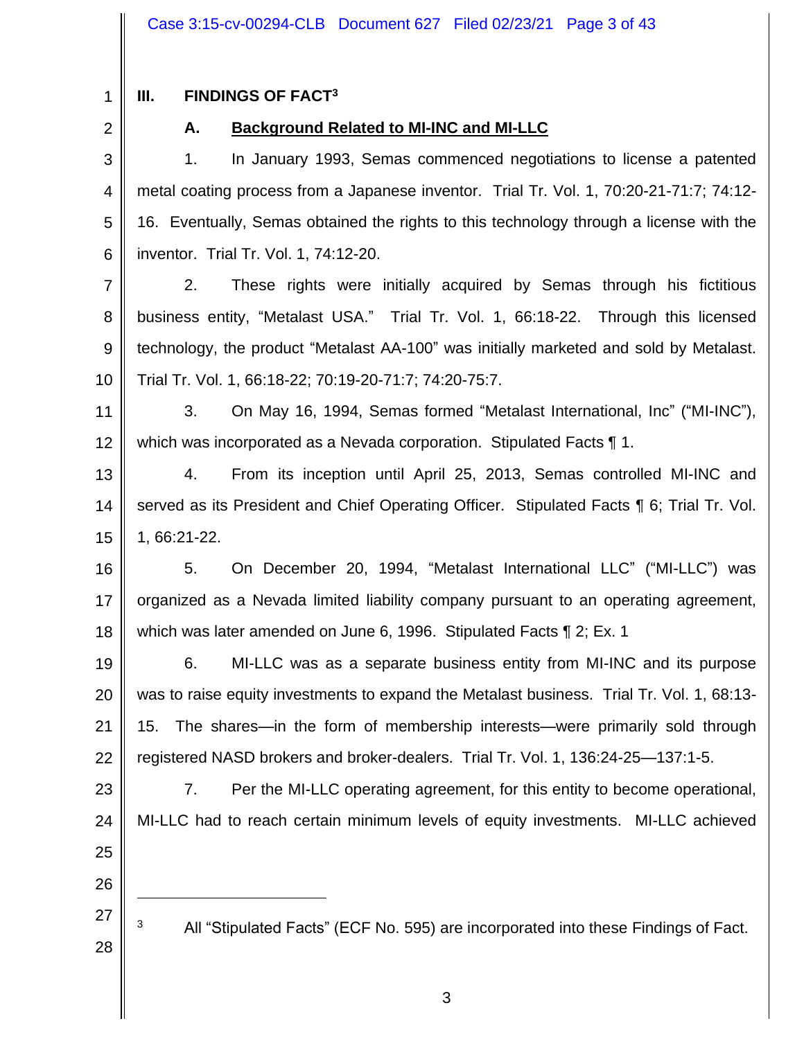## III. FINDINGS OF FACT[3]

### A. Background Related to MI-INC and MI-LLC

1. In January 1993, Semas commenced negotiations to license a patented metal coating process from a Japanese inventor. Trial Tr. Vol. 1, 70:20-21-71:7; 74:12-16. Eventually, Semas obtained the rights to this technology through a license with the inventor. Trial Tr. Vol. 1, 74:12-20.

2. These rights were initially acquired by Semas through his fictitious business entity, "Metalast USA." Trial Tr. Vol. 1, 66:18-22. Through this licensed technology, the product "Metalast AA-100" was initially marketed and sold by Metalast. Trial Tr. Vol. 1, 66:18-22; 70:19-20-71:7; 74:20-75:7.

3. On May 16, 1994, Semas formed "Metalast International, Inc" ("MI-INC"), which was incorporated as a Nevada corporation. Stipulated Facts ¶ 1.

4. From its inception until April 25, 2013, Semas controlled MI-INC and served as its President and Chief Operating Officer. Stipulated Facts ¶ 6; Trial Tr. Vol. 1, 66:21-22.

5. On December 20, 1994, "Metalast International LLC" ("MI-LLC") was organized as a Nevada limited liability company pursuant to an operating agreement, which was later amended on June 6, 1996. Stipulated Facts ¶ 2; Ex. 1

6. MI-LLC was as a separate business entity from MI-INC and its purpose was to raise equity investments to expand the Metalast business. Trial Tr. Vol. 1, 68:13-15. The shares—in the form of membership interests—were primarily sold through registered NASD brokers and broker-dealers. Trial Tr. Vol. 1, 136:24-25—137:1-5.

7. Per the MI-LLC operating agreement, for this entity to become operational, MI-LLC had to reach certain minimum levels of equity investments. MI-LLC achieved

---

[3] All "Stipulated Facts" (ECF No. 595) are incorporated into these Findings of Fact.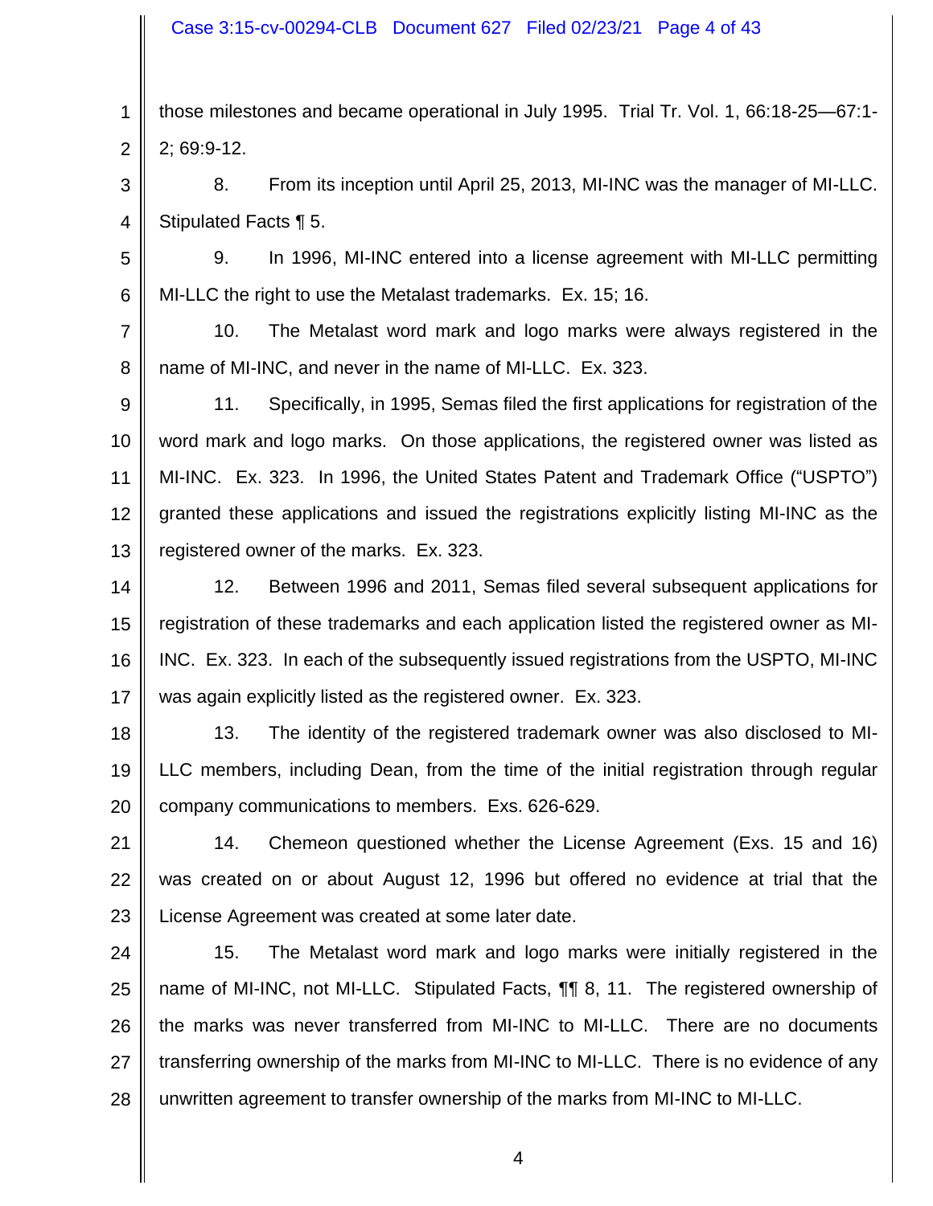those milestones and became operational in July 1995. Trial Tr. Vol. 1, 66:18-25—67:1-2; 69:9-12.

8. From its inception until April 25, 2013, MI-INC was the manager of MI-LLC. Stipulated Facts ¶ 5.

9. In 1996, MI-INC entered into a license agreement with MI-LLC permitting MI-LLC the right to use the Metalast trademarks. Ex. 15; 16.

10. The Metalast word mark and logo marks were always registered in the name of MI-INC, and never in the name of MI-LLC. Ex. 323.

11. Specifically, in 1995, Semas filed the first applications for registration of the word mark and logo marks. On those applications, the registered owner was listed as MI-INC. Ex. 323. In 1996, the United States Patent and Trademark Office ("USPTO") granted these applications and issued the registrations explicitly listing MI-INC as the registered owner of the marks. Ex. 323.

12. Between 1996 and 2011, Semas filed several subsequent applications for registration of these trademarks and each application listed the registered owner as MI-INC. Ex. 323. In each of the subsequently issued registrations from the USPTO, MI-INC was again explicitly listed as the registered owner. Ex. 323.

13. The identity of the registered trademark owner was also disclosed to MI-LLC members, including Dean, from the time of the initial registration through regular company communications to members. Exs. 626-629.

14. Chemeon questioned whether the License Agreement (Exs. 15 and 16) was created on or about August 12, 1996 but offered no evidence at trial that the License Agreement was created at some later date.

15. The Metalast word mark and logo marks were initially registered in the name of MI-INC, not MI-LLC. Stipulated Facts, ¶¶ 8, 11. The registered ownership of the marks was never transferred from MI-INC to MI-LLC. There are no documents transferring ownership of the marks from MI-INC to MI-LLC. There is no evidence of any unwritten agreement to transfer ownership of the marks from MI-INC to MI-LLC.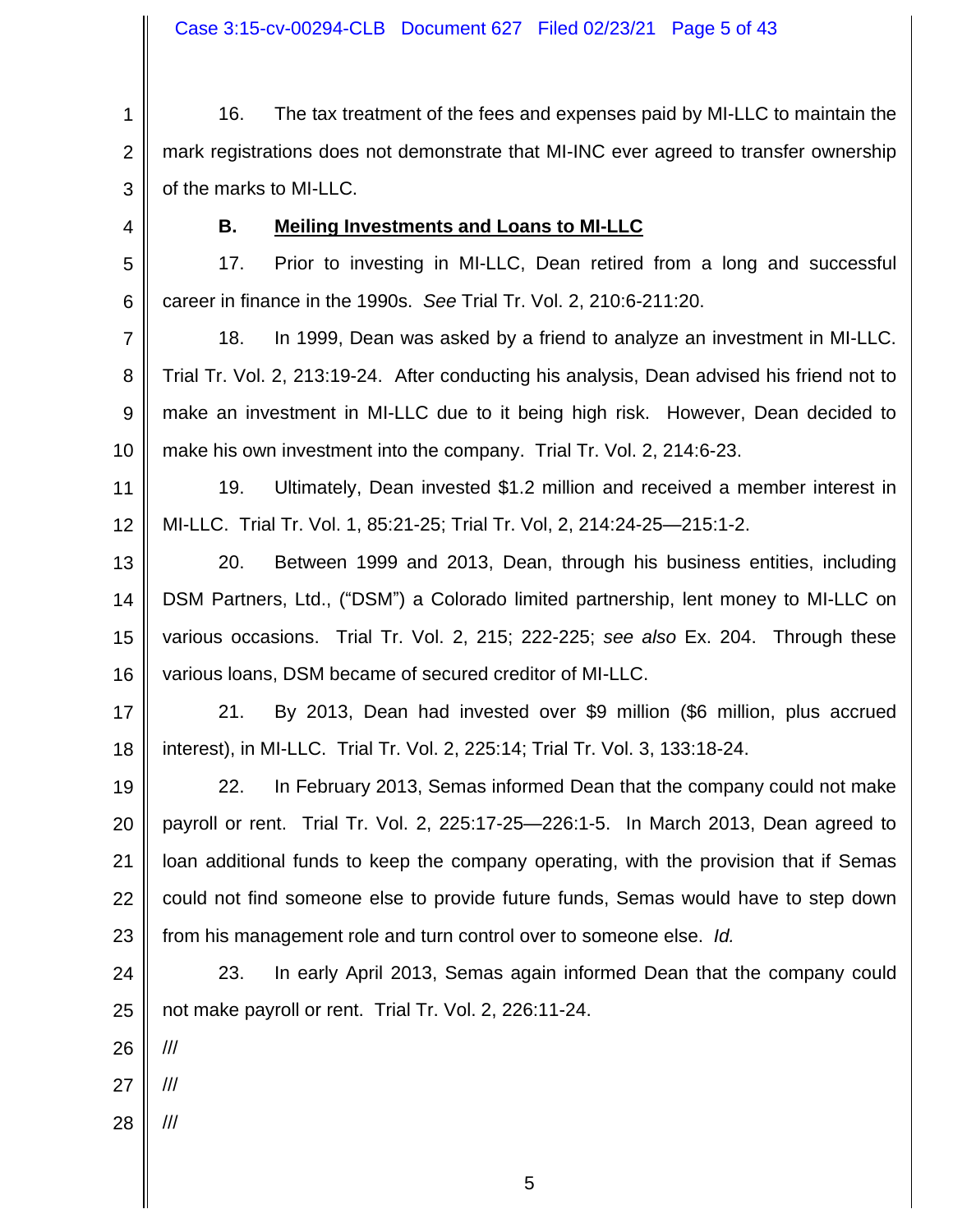16. The tax treatment of the fees and expenses paid by MI-LLC to maintain the mark registrations does not demonstrate that MI-INC ever agreed to transfer ownership of the marks to MI-LLC.

### B. Meiling Investments and Loans to MI-LLC

17. Prior to investing in MI-LLC, Dean retired from a long and successful career in finance in the 1990s. *See* Trial Tr. Vol. 2, 210:6-211:20.

18. In 1999, Dean was asked by a friend to analyze an investment in MI-LLC. Trial Tr. Vol. 2, 213:19-24. After conducting his analysis, Dean advised his friend not to make an investment in MI-LLC due to it being high risk. However, Dean decided to make his own investment into the company. Trial Tr. Vol. 2, 214:6-23.

19. Ultimately, Dean invested $1.2 million and received a member interest in MI-LLC. Trial Tr. Vol. 1, 85:21-25; Trial Tr. Vol, 2, 214:24-25—215:1-2.

20. Between 1999 and 2013, Dean, through his business entities, including DSM Partners, Ltd., ("DSM") a Colorado limited partnership, lent money to MI-LLC on various occasions. Trial Tr. Vol. 2, 215; 222-225; *see also* Ex. 204. Through these various loans, DSM became of secured creditor of MI-LLC.

21. By 2013, Dean had invested over $9 million ($6 million, plus accrued interest), in MI-LLC. Trial Tr. Vol. 2, 225:14; Trial Tr. Vol. 3, 133:18-24.

22. In February 2013, Semas informed Dean that the company could not make payroll or rent. Trial Tr. Vol. 2, 225:17-25—226:1-5. In March 2013, Dean agreed to loan additional funds to keep the company operating, with the provision that if Semas could not find someone else to provide future funds, Semas would have to step down from his management role and turn control over to someone else. *Id.*

23. In early April 2013, Semas again informed Dean that the company could not make payroll or rent. Trial Tr. Vol. 2, 226:11-24.

///

///

///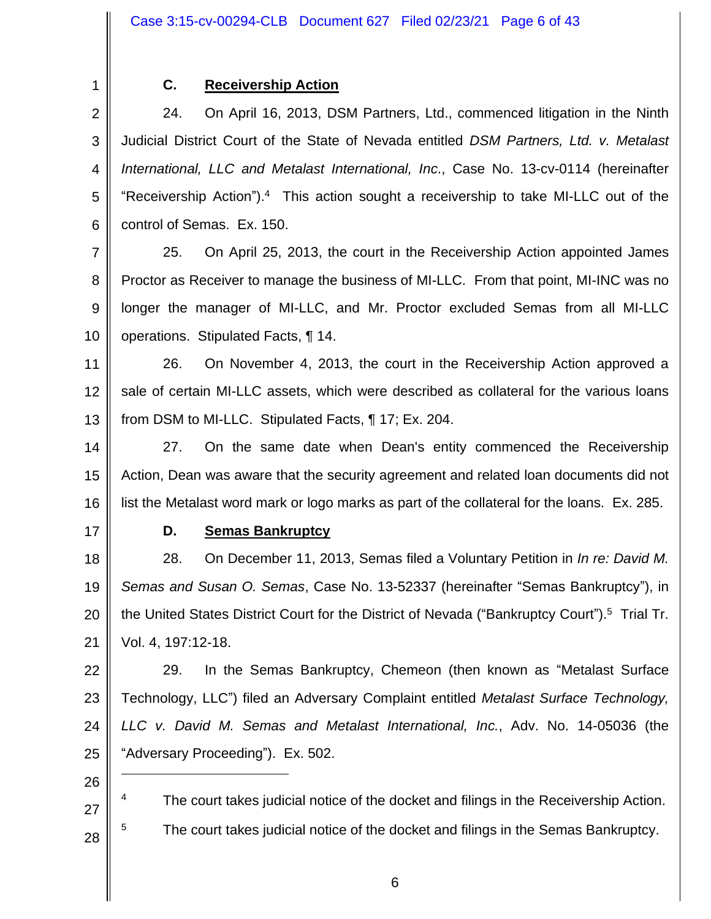### C. Receivership Action

24. On April 16, 2013, DSM Partners, Ltd., commenced litigation in the Ninth Judicial District Court of the State of Nevada entitled *DSM Partners, Ltd. v. Metalast International, LLC and Metalast International, Inc.*, Case No. 13-cv-0114 (hereinafter "Receivership Action").[4] This action sought a receivership to take MI-LLC out of the control of Semas. Ex. 150.

25. On April 25, 2013, the court in the Receivership Action appointed James Proctor as Receiver to manage the business of MI-LLC. From that point, MI-INC was no longer the manager of MI-LLC, and Mr. Proctor excluded Semas from all MI-LLC operations. Stipulated Facts, ¶ 14.

26. On November 4, 2013, the court in the Receivership Action approved a sale of certain MI-LLC assets, which were described as collateral for the various loans from DSM to MI-LLC. Stipulated Facts, ¶ 17; Ex. 204.

27. On the same date when Dean's entity commenced the Receivership Action, Dean was aware that the security agreement and related loan documents did not list the Metalast word mark or logo marks as part of the collateral for the loans. Ex. 285.

### D. Semas Bankruptcy

28. On December 11, 2013, Semas filed a Voluntary Petition in *In re: David M. Semas and Susan O. Semas*, Case No. 13-52337 (hereinafter "Semas Bankruptcy"), in the United States District Court for the District of Nevada ("Bankruptcy Court").[5] Trial Tr. Vol. 4, 197:12-18.

29. In the Semas Bankruptcy, Chemeon (then known as "Metalast Surface Technology, LLC") filed an Adversary Complaint entitled *Metalast Surface Technology, LLC v. David M. Semas and Metalast International, Inc.*, Adv. No. 14-05036 (the "Adversary Proceeding"). Ex. 502.

---

[4] The court takes judicial notice of the docket and filings in the Receivership Action.

[5] The court takes judicial notice of the docket and filings in the Semas Bankruptcy.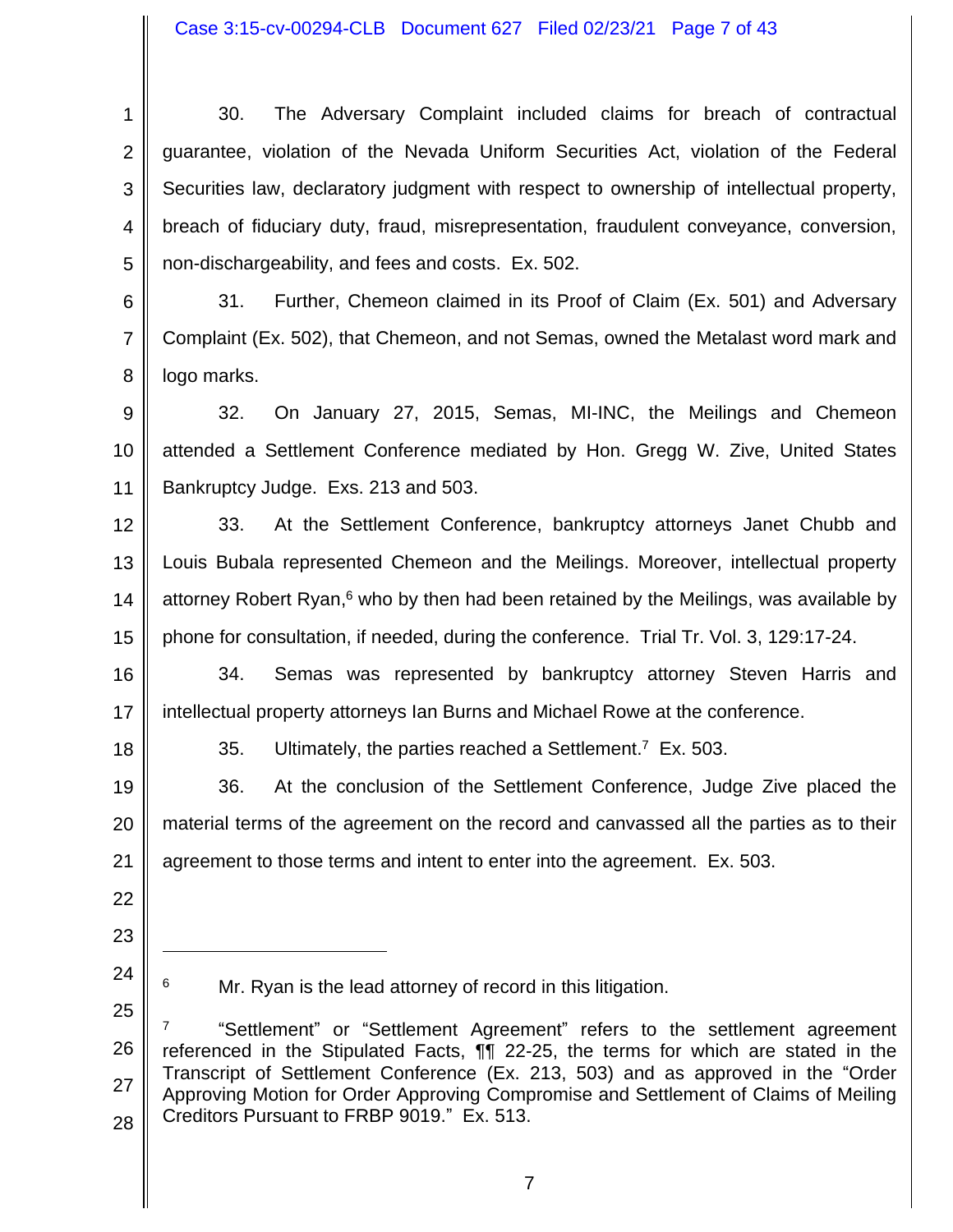30. The Adversary Complaint included claims for breach of contractual guarantee, violation of the Nevada Uniform Securities Act, violation of the Federal Securities law, declaratory judgment with respect to ownership of intellectual property, breach of fiduciary duty, fraud, misrepresentation, fraudulent conveyance, conversion, non-dischargeability, and fees and costs. Ex. 502.

31. Further, Chemeon claimed in its Proof of Claim (Ex. 501) and Adversary Complaint (Ex. 502), that Chemeon, and not Semas, owned the Metalast word mark and logo marks.

32. On January 27, 2015, Semas, MI-INC, the Meilings and Chemeon attended a Settlement Conference mediated by Hon. Gregg W. Zive, United States Bankruptcy Judge. Exs. 213 and 503.

33. At the Settlement Conference, bankruptcy attorneys Janet Chubb and Louis Bubala represented Chemeon and the Meilings. Moreover, intellectual property attorney Robert Ryan,[6] who by then had been retained by the Meilings, was available by phone for consultation, if needed, during the conference. Trial Tr. Vol. 3, 129:17-24.

34. Semas was represented by bankruptcy attorney Steven Harris and intellectual property attorneys Ian Burns and Michael Rowe at the conference.

35. Ultimately, the parties reached a Settlement.[7] Ex. 503.

36. At the conclusion of the Settlement Conference, Judge Zive placed the material terms of the agreement on the record and canvassed all the parties as to their agreement to those terms and intent to enter into the agreement. Ex. 503.

---

[6] Mr. Ryan is the lead attorney of record in this litigation.

[7] "Settlement" or "Settlement Agreement" refers to the settlement agreement referenced in the Stipulated Facts, ¶¶ 22-25, the terms for which are stated in the Transcript of Settlement Conference (Ex. 213, 503) and as approved in the "Order Approving Motion for Order Approving Compromise and Settlement of Claims of Meiling Creditors Pursuant to FRBP 9019." Ex. 513.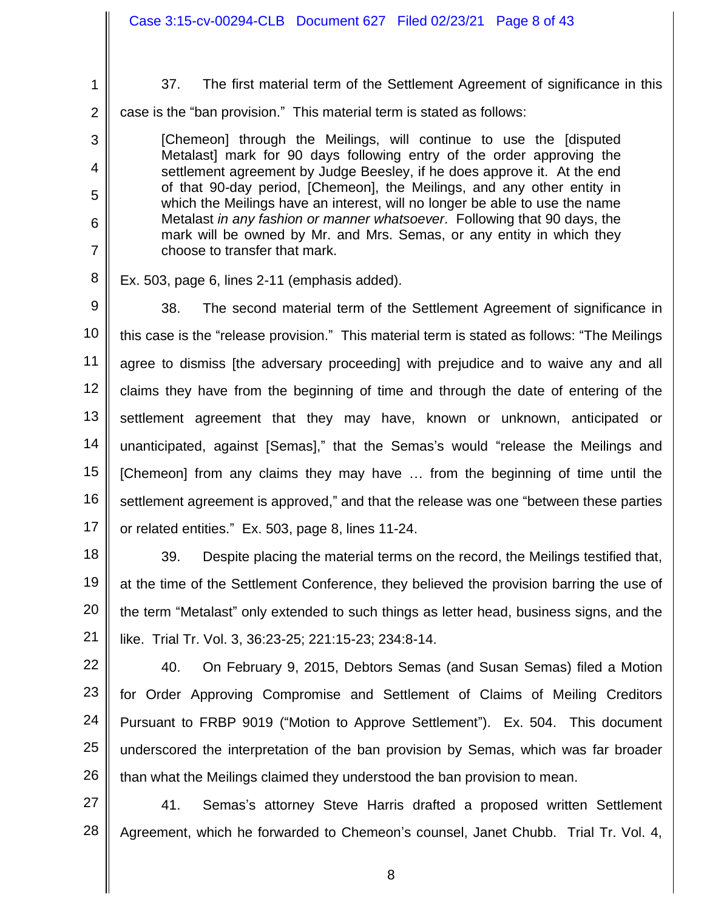37. The first material term of the Settlement Agreement of significance in this case is the "ban provision." This material term is stated as follows:

> [Chemeon] through the Meilings, will continue to use the [disputed Metalast] mark for 90 days following entry of the order approving the settlement agreement by Judge Beesley, if he does approve it. At the end of that 90-day period, [Chemeon], the Meilings, and any other entity in which the Meilings have an interest, will no longer be able to use the name Metalast *in any fashion or manner whatsoever*. Following that 90 days, the mark will be owned by Mr. and Mrs. Semas, or any entity in which they choose to transfer that mark.

Ex. 503, page 6, lines 2-11 (emphasis added).

38. The second material term of the Settlement Agreement of significance in this case is the "release provision." This material term is stated as follows: "The Meilings agree to dismiss [the adversary proceeding] with prejudice and to waive any and all claims they have from the beginning of time and through the date of entering of the settlement agreement that they may have, known or unknown, anticipated or unanticipated, against [Semas]," that the Semas's would "release the Meilings and [Chemeon] from any claims they may have … from the beginning of time until the settlement agreement is approved," and that the release was one "between these parties or related entities." Ex. 503, page 8, lines 11-24.

39. Despite placing the material terms on the record, the Meilings testified that, at the time of the Settlement Conference, they believed the provision barring the use of the term "Metalast" only extended to such things as letter head, business signs, and the like. Trial Tr. Vol. 3, 36:23-25; 221:15-23; 234:8-14.

40. On February 9, 2015, Debtors Semas (and Susan Semas) filed a Motion for Order Approving Compromise and Settlement of Claims of Meiling Creditors Pursuant to FRBP 9019 ("Motion to Approve Settlement"). Ex. 504. This document underscored the interpretation of the ban provision by Semas, which was far broader than what the Meilings claimed they understood the ban provision to mean.

41. Semas's attorney Steve Harris drafted a proposed written Settlement Agreement, which he forwarded to Chemeon's counsel, Janet Chubb. Trial Tr. Vol. 4,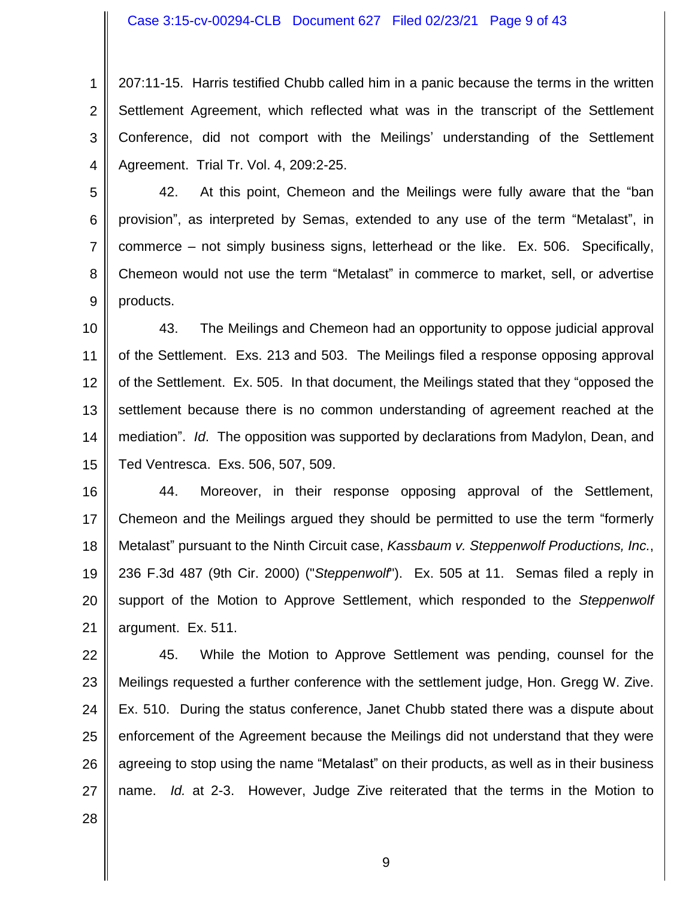207:11-15. Harris testified Chubb called him in a panic because the terms in the written Settlement Agreement, which reflected what was in the transcript of the Settlement Conference, did not comport with the Meilings' understanding of the Settlement Agreement. Trial Tr. Vol. 4, 209:2-25.

42. At this point, Chemeon and the Meilings were fully aware that the "ban provision", as interpreted by Semas, extended to any use of the term "Metalast", in commerce – not simply business signs, letterhead or the like. Ex. 506. Specifically, Chemeon would not use the term "Metalast" in commerce to market, sell, or advertise products.

43. The Meilings and Chemeon had an opportunity to oppose judicial approval of the Settlement. Exs. 213 and 503. The Meilings filed a response opposing approval of the Settlement. Ex. 505. In that document, the Meilings stated that they "opposed the settlement because there is no common understanding of agreement reached at the mediation". *Id*. The opposition was supported by declarations from Madylon, Dean, and Ted Ventresca. Exs. 506, 507, 509.

44. Moreover, in their response opposing approval of the Settlement, Chemeon and the Meilings argued they should be permitted to use the term "formerly Metalast" pursuant to the Ninth Circuit case, *Kassbaum v. Steppenwolf Productions, Inc.*, 236 F.3d 487 (9th Cir. 2000) ("*Steppenwolf*"). Ex. 505 at 11. Semas filed a reply in support of the Motion to Approve Settlement, which responded to the *Steppenwolf* argument. Ex. 511.

45. While the Motion to Approve Settlement was pending, counsel for the Meilings requested a further conference with the settlement judge, Hon. Gregg W. Zive. Ex. 510. During the status conference, Janet Chubb stated there was a dispute about enforcement of the Agreement because the Meilings did not understand that they were agreeing to stop using the name "Metalast" on their products, as well as in their business name. *Id.* at 2-3. However, Judge Zive reiterated that the terms in the Motion to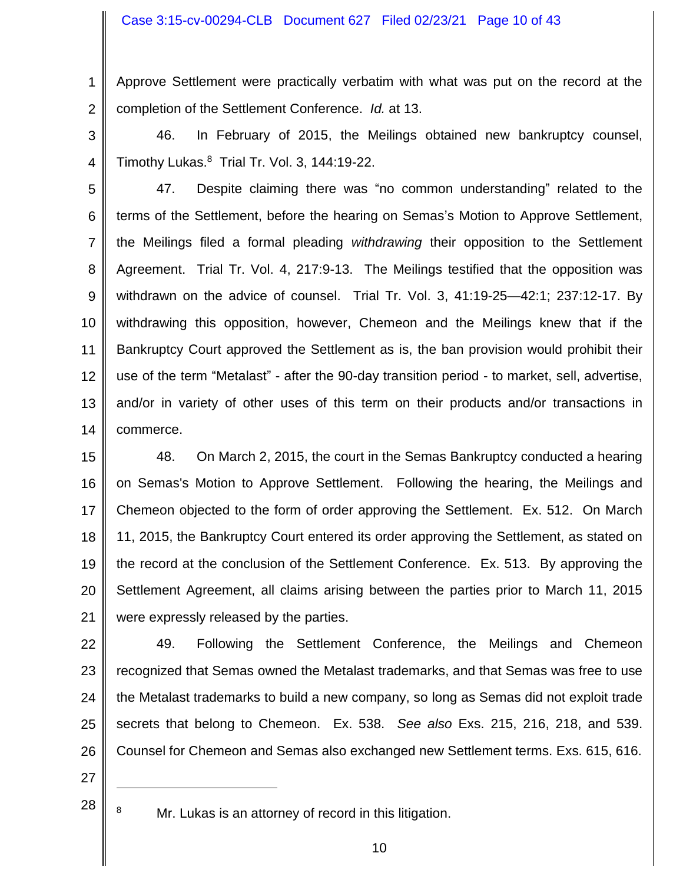Approve Settlement were practically verbatim with what was put on the record at the completion of the Settlement Conference. *Id.* at 13.

46. In February of 2015, the Meilings obtained new bankruptcy counsel, Timothy Lukas.[8] Trial Tr. Vol. 3, 144:19-22.

47. Despite claiming there was "no common understanding" related to the terms of the Settlement, before the hearing on Semas's Motion to Approve Settlement, the Meilings filed a formal pleading *withdrawing* their opposition to the Settlement Agreement. Trial Tr. Vol. 4, 217:9-13. The Meilings testified that the opposition was withdrawn on the advice of counsel. Trial Tr. Vol. 3, 41:19-25—42:1; 237:12-17. By withdrawing this opposition, however, Chemeon and the Meilings knew that if the Bankruptcy Court approved the Settlement as is, the ban provision would prohibit their use of the term "Metalast" - after the 90-day transition period - to market, sell, advertise, and/or in variety of other uses of this term on their products and/or transactions in commerce.

48. On March 2, 2015, the court in the Semas Bankruptcy conducted a hearing on Semas's Motion to Approve Settlement. Following the hearing, the Meilings and Chemeon objected to the form of order approving the Settlement. Ex. 512. On March 11, 2015, the Bankruptcy Court entered its order approving the Settlement, as stated on the record at the conclusion of the Settlement Conference. Ex. 513. By approving the Settlement Agreement, all claims arising between the parties prior to March 11, 2015 were expressly released by the parties.

49. Following the Settlement Conference, the Meilings and Chemeon recognized that Semas owned the Metalast trademarks, and that Semas was free to use the Metalast trademarks to build a new company, so long as Semas did not exploit trade secrets that belong to Chemeon. Ex. 538. *See also* Exs. 215, 216, 218, and 539. Counsel for Chemeon and Semas also exchanged new Settlement terms. Exs. 615, 616.

---

[8] Mr. Lukas is an attorney of record in this litigation.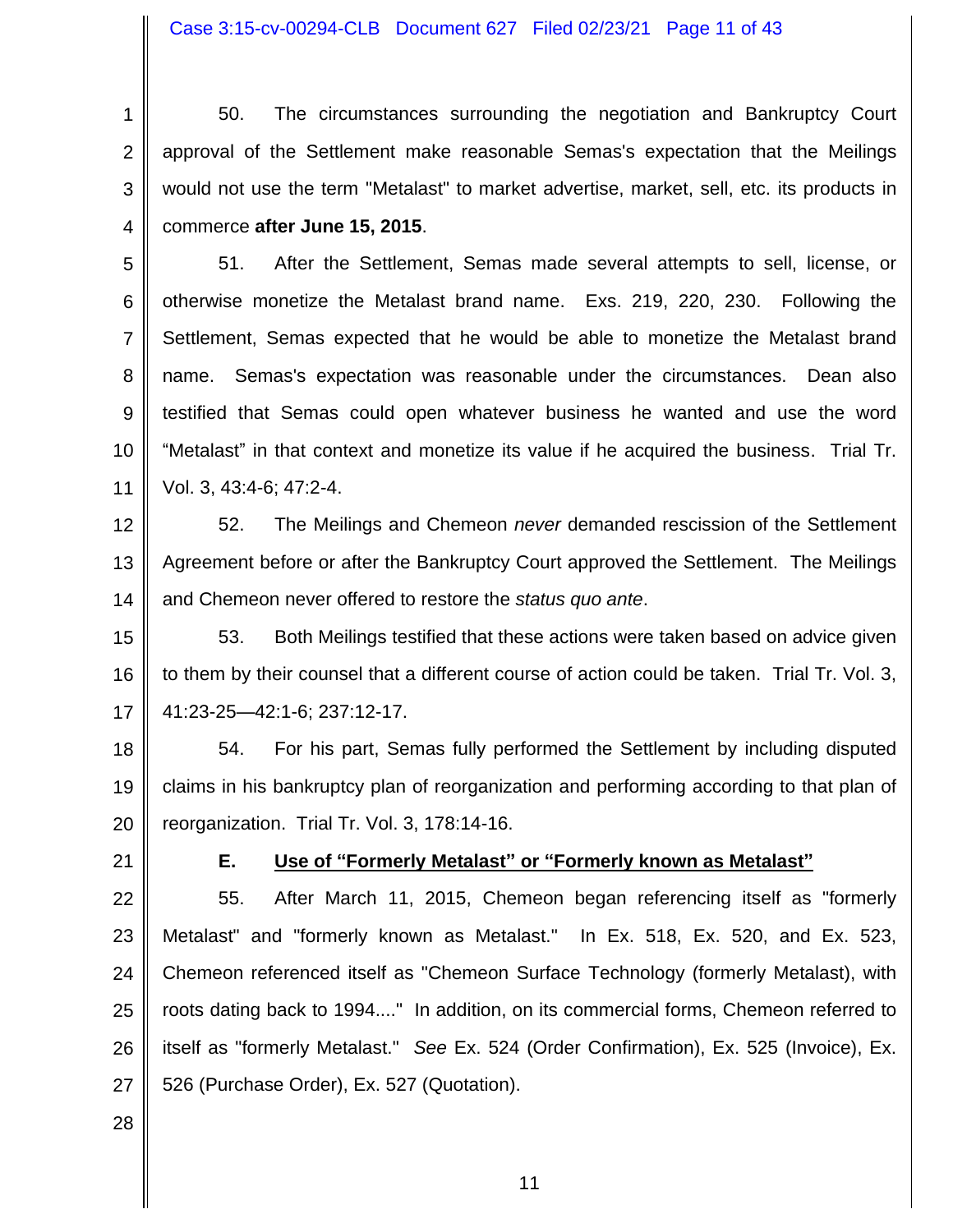50. The circumstances surrounding the negotiation and Bankruptcy Court approval of the Settlement make reasonable Semas's expectation that the Meilings would not use the term "Metalast" to market advertise, market, sell, etc. its products in commerce **after June 15, 2015**.

51. After the Settlement, Semas made several attempts to sell, license, or otherwise monetize the Metalast brand name. Exs. 219, 220, 230. Following the Settlement, Semas expected that he would be able to monetize the Metalast brand name. Semas's expectation was reasonable under the circumstances. Dean also testified that Semas could open whatever business he wanted and use the word "Metalast" in that context and monetize its value if he acquired the business. Trial Tr. Vol. 3, 43:4-6; 47:2-4.

52. The Meilings and Chemeon *never* demanded rescission of the Settlement Agreement before or after the Bankruptcy Court approved the Settlement. The Meilings and Chemeon never offered to restore the *status quo ante*.

53. Both Meilings testified that these actions were taken based on advice given to them by their counsel that a different course of action could be taken. Trial Tr. Vol. 3, 41:23-25—42:1-6; 237:12-17.

54. For his part, Semas fully performed the Settlement by including disputed claims in his bankruptcy plan of reorganization and performing according to that plan of reorganization. Trial Tr. Vol. 3, 178:14-16.

### E. Use of "Formerly Metalast" or "Formerly known as Metalast"

55. After March 11, 2015, Chemeon began referencing itself as "formerly Metalast" and "formerly known as Metalast." In Ex. 518, Ex. 520, and Ex. 523, Chemeon referenced itself as "Chemeon Surface Technology (formerly Metalast), with roots dating back to 1994...." In addition, on its commercial forms, Chemeon referred to itself as "formerly Metalast." *See* Ex. 524 (Order Confirmation), Ex. 525 (Invoice), Ex. 526 (Purchase Order), Ex. 527 (Quotation).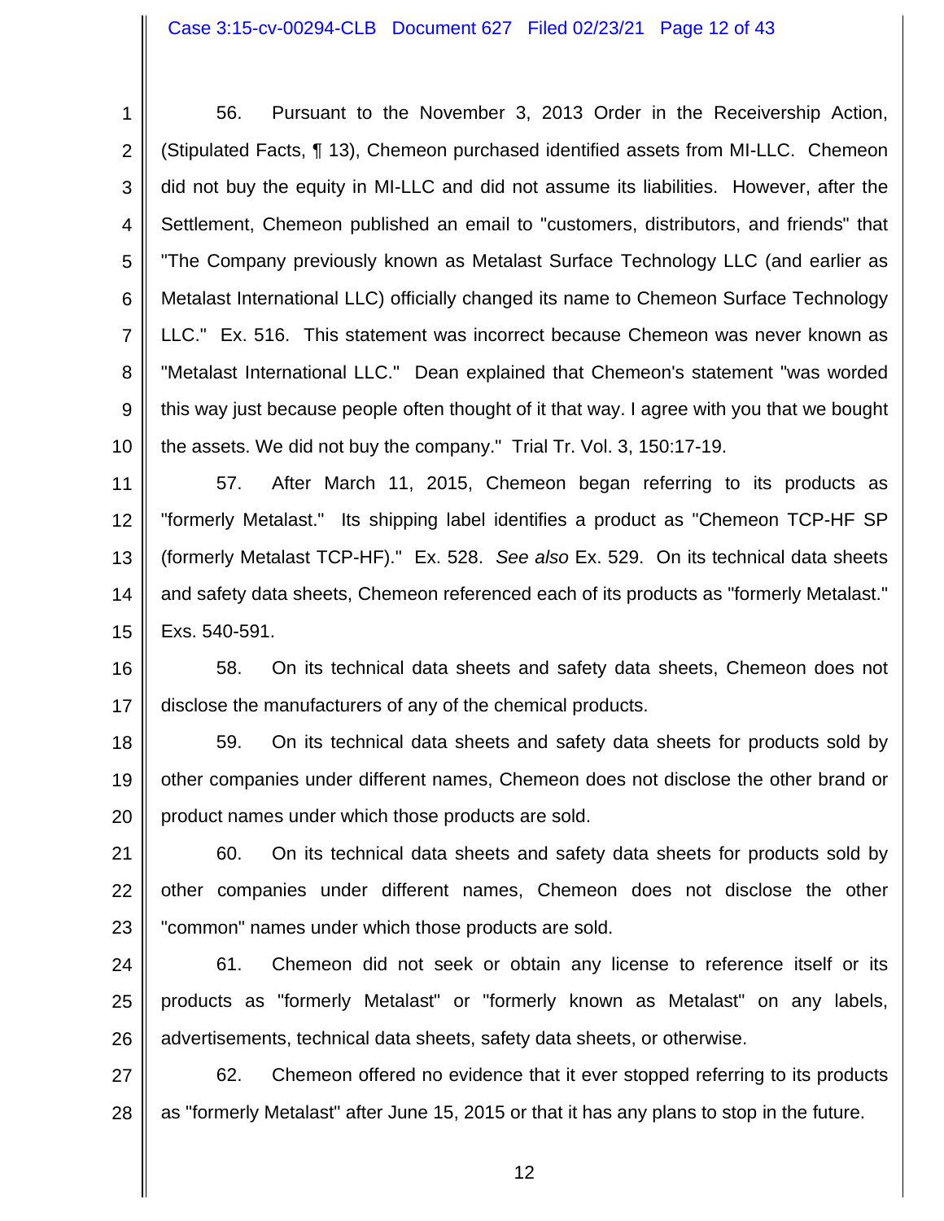56. Pursuant to the November 3, 2013 Order in the Receivership Action, (Stipulated Facts, ¶ 13), Chemeon purchased identified assets from MI-LLC. Chemeon did not buy the equity in MI-LLC and did not assume its liabilities. However, after the Settlement, Chemeon published an email to "customers, distributors, and friends" that "The Company previously known as Metalast Surface Technology LLC (and earlier as Metalast International LLC) officially changed its name to Chemeon Surface Technology LLC." Ex. 516. This statement was incorrect because Chemeon was never known as "Metalast International LLC." Dean explained that Chemeon's statement "was worded this way just because people often thought of it that way. I agree with you that we bought the assets. We did not buy the company." Trial Tr. Vol. 3, 150:17-19.

57. After March 11, 2015, Chemeon began referring to its products as "formerly Metalast." Its shipping label identifies a product as "Chemeon TCP-HF SP (formerly Metalast TCP-HF)." Ex. 528. *See also* Ex. 529. On its technical data sheets and safety data sheets, Chemeon referenced each of its products as "formerly Metalast." Exs. 540-591.

58. On its technical data sheets and safety data sheets, Chemeon does not disclose the manufacturers of any of the chemical products.

59. On its technical data sheets and safety data sheets for products sold by other companies under different names, Chemeon does not disclose the other brand or product names under which those products are sold.

60. On its technical data sheets and safety data sheets for products sold by other companies under different names, Chemeon does not disclose the other "common" names under which those products are sold.

61. Chemeon did not seek or obtain any license to reference itself or its products as "formerly Metalast" or "formerly known as Metalast" on any labels, advertisements, technical data sheets, safety data sheets, or otherwise.

62. Chemeon offered no evidence that it ever stopped referring to its products as "formerly Metalast" after June 15, 2015 or that it has any plans to stop in the future.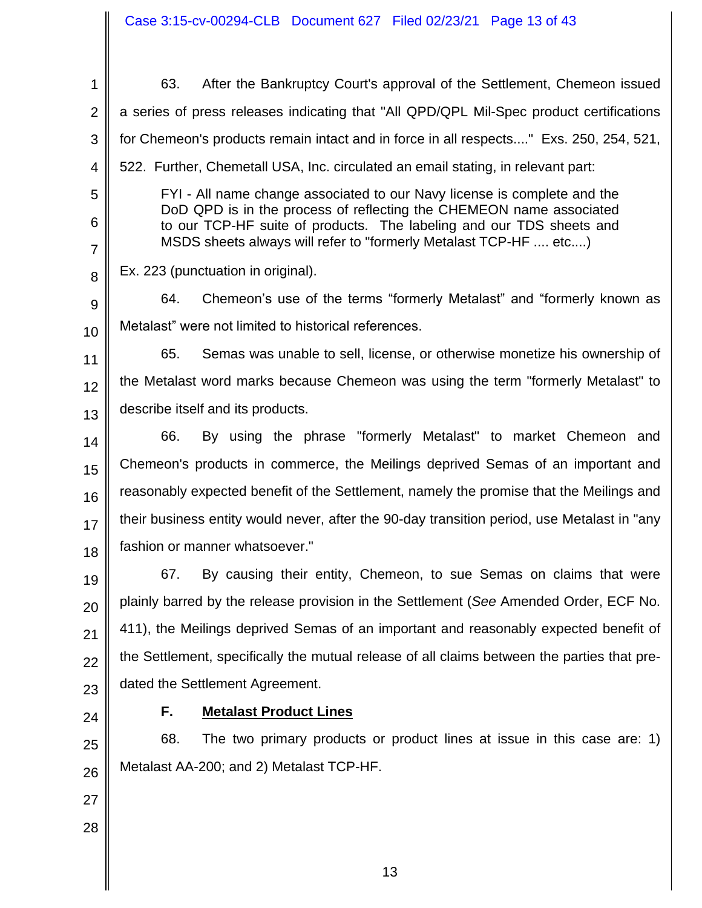63. After the Bankruptcy Court's approval of the Settlement, Chemeon issued a series of press releases indicating that "All QPD/QPL Mil-Spec product certifications for Chemeon's products remain intact and in force in all respects...." Exs. 250, 254, 521, 522. Further, Chemetall USA, Inc. circulated an email stating, in relevant part:

> FYI - All name change associated to our Navy license is complete and the DoD QPD is in the process of reflecting the CHEMEON name associated to our TCP-HF suite of products. The labeling and our TDS sheets and MSDS sheets always will refer to "formerly Metalast TCP-HF .... etc....)

Ex. 223 (punctuation in original).

64. Chemeon's use of the terms "formerly Metalast" and "formerly known as Metalast" were not limited to historical references.

65. Semas was unable to sell, license, or otherwise monetize his ownership of the Metalast word marks because Chemeon was using the term "formerly Metalast" to describe itself and its products.

66. By using the phrase "formerly Metalast" to market Chemeon and Chemeon's products in commerce, the Meilings deprived Semas of an important and reasonably expected benefit of the Settlement, namely the promise that the Meilings and their business entity would never, after the 90-day transition period, use Metalast in "any fashion or manner whatsoever."

67. By causing their entity, Chemeon, to sue Semas on claims that were plainly barred by the release provision in the Settlement (*See* Amended Order, ECF No. 411), the Meilings deprived Semas of an important and reasonably expected benefit of the Settlement, specifically the mutual release of all claims between the parties that pre-dated the Settlement Agreement.

### F. <u>Metalast Product Lines</u>

68. The two primary products or product lines at issue in this case are: 1) Metalast AA-200; and 2) Metalast TCP-HF.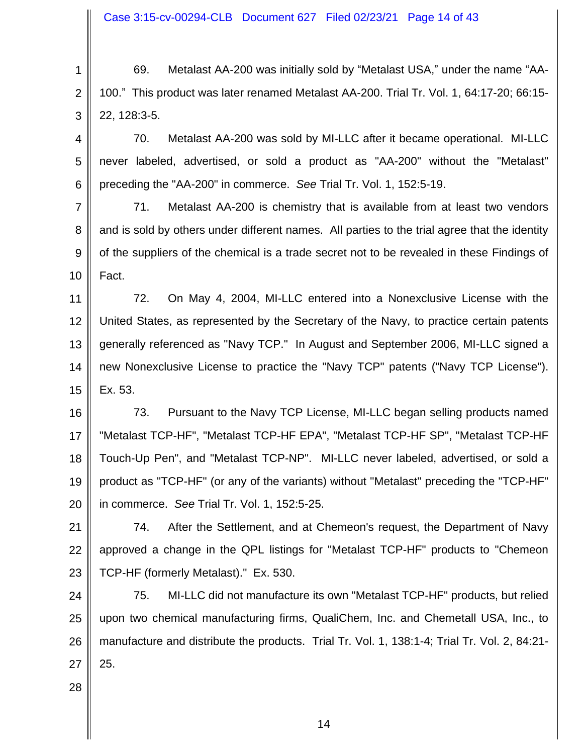69. Metalast AA-200 was initially sold by "Metalast USA," under the name "AA-100." This product was later renamed Metalast AA-200. Trial Tr. Vol. 1, 64:17-20; 66:15-22, 128:3-5.

70. Metalast AA-200 was sold by MI-LLC after it became operational. MI-LLC never labeled, advertised, or sold a product as "AA-200" without the "Metalast" preceding the "AA-200" in commerce. *See* Trial Tr. Vol. 1, 152:5-19.

71. Metalast AA-200 is chemistry that is available from at least two vendors and is sold by others under different names. All parties to the trial agree that the identity of the suppliers of the chemical is a trade secret not to be revealed in these Findings of Fact.

72. On May 4, 2004, MI-LLC entered into a Nonexclusive License with the United States, as represented by the Secretary of the Navy, to practice certain patents generally referenced as "Navy TCP." In August and September 2006, MI-LLC signed a new Nonexclusive License to practice the "Navy TCP" patents ("Navy TCP License"). Ex. 53.

73. Pursuant to the Navy TCP License, MI-LLC began selling products named "Metalast TCP-HF", "Metalast TCP-HF EPA", "Metalast TCP-HF SP", "Metalast TCP-HF Touch-Up Pen", and "Metalast TCP-NP". MI-LLC never labeled, advertised, or sold a product as "TCP-HF" (or any of the variants) without "Metalast" preceding the "TCP-HF" in commerce. *See* Trial Tr. Vol. 1, 152:5-25.

74. After the Settlement, and at Chemeon's request, the Department of Navy approved a change in the QPL listings for "Metalast TCP-HF" products to "Chemeon TCP-HF (formerly Metalast)." Ex. 530.

75. MI-LLC did not manufacture its own "Metalast TCP-HF" products, but relied upon two chemical manufacturing firms, QualiChem, Inc. and Chemetall USA, Inc., to manufacture and distribute the products. Trial Tr. Vol. 1, 138:1-4; Trial Tr. Vol. 2, 84:21-25.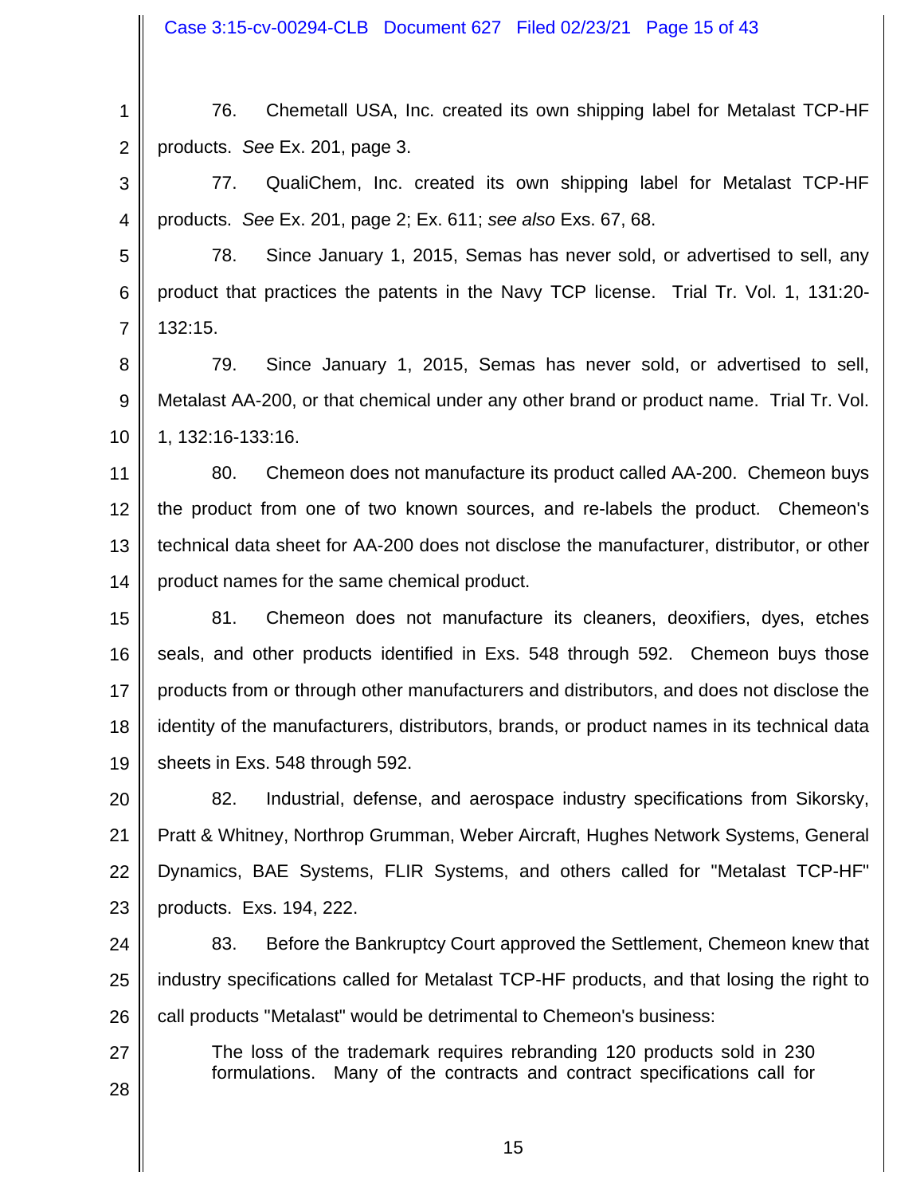76. Chemetall USA, Inc. created its own shipping label for Metalast TCP-HF products. *See* Ex. 201, page 3.

77. QualiChem, Inc. created its own shipping label for Metalast TCP-HF products. *See* Ex. 201, page 2; Ex. 611; *see also* Exs. 67, 68.

78. Since January 1, 2015, Semas has never sold, or advertised to sell, any product that practices the patents in the Navy TCP license. Trial Tr. Vol. 1, 131:20-132:15.

79. Since January 1, 2015, Semas has never sold, or advertised to sell, Metalast AA-200, or that chemical under any other brand or product name. Trial Tr. Vol. 1, 132:16-133:16.

80. Chemeon does not manufacture its product called AA-200. Chemeon buys the product from one of two known sources, and re-labels the product. Chemeon's technical data sheet for AA-200 does not disclose the manufacturer, distributor, or other product names for the same chemical product.

81. Chemeon does not manufacture its cleaners, deoxifiers, dyes, etches seals, and other products identified in Exs. 548 through 592. Chemeon buys those products from or through other manufacturers and distributors, and does not disclose the identity of the manufacturers, distributors, brands, or product names in its technical data sheets in Exs. 548 through 592.

82. Industrial, defense, and aerospace industry specifications from Sikorsky, Pratt & Whitney, Northrop Grumman, Weber Aircraft, Hughes Network Systems, General Dynamics, BAE Systems, FLIR Systems, and others called for "Metalast TCP-HF" products. Exs. 194, 222.

83. Before the Bankruptcy Court approved the Settlement, Chemeon knew that industry specifications called for Metalast TCP-HF products, and that losing the right to call products "Metalast" would be detrimental to Chemeon's business:

> The loss of the trademark requires rebranding 120 products sold in 230 formulations. Many of the contracts and contract specifications call for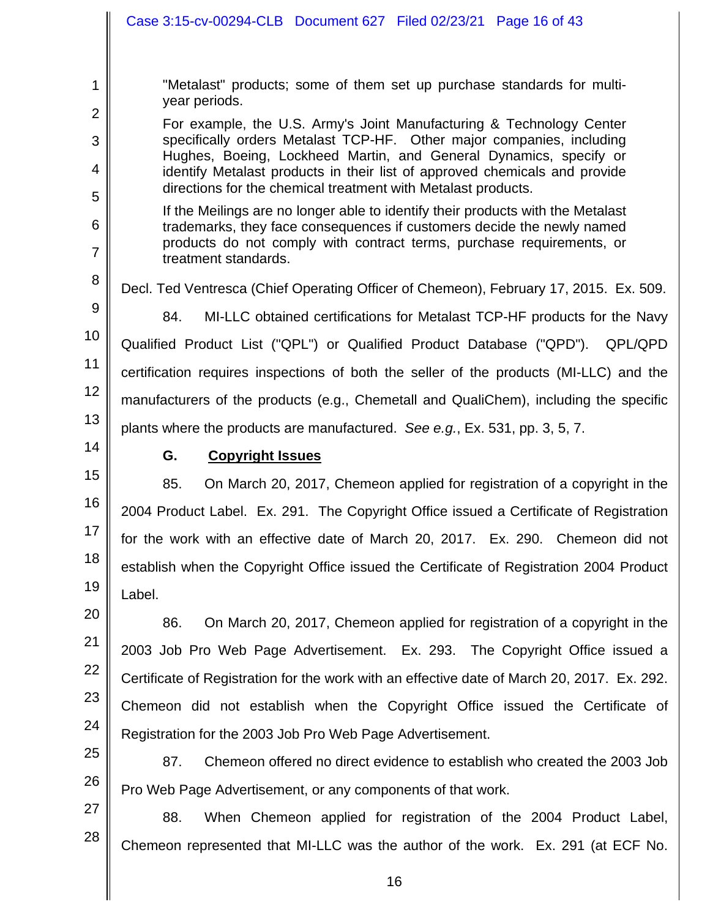> "Metalast" products; some of them set up purchase standards for multi-year periods.
>
> For example, the U.S. Army's Joint Manufacturing & Technology Center specifically orders Metalast TCP-HF. Other major companies, including Hughes, Boeing, Lockheed Martin, and General Dynamics, specify or identify Metalast products in their list of approved chemicals and provide directions for the chemical treatment with Metalast products.
>
> If the Meilings are no longer able to identify their products with the Metalast trademarks, they face consequences if customers decide the newly named products do not comply with contract terms, purchase requirements, or treatment standards.

Decl. Ted Ventresca (Chief Operating Officer of Chemeon), February 17, 2015. Ex. 509.

84. MI-LLC obtained certifications for Metalast TCP-HF products for the Navy Qualified Product List ("QPL") or Qualified Product Database ("QPD"). QPL/QPD certification requires inspections of both the seller of the products (MI-LLC) and the manufacturers of the products (e.g., Chemetall and QualiChem), including the specific plants where the products are manufactured. *See e.g.*, Ex. 531, pp. 3, 5, 7.

### G. Copyright Issues

85. On March 20, 2017, Chemeon applied for registration of a copyright in the 2004 Product Label. Ex. 291. The Copyright Office issued a Certificate of Registration for the work with an effective date of March 20, 2017. Ex. 290. Chemeon did not establish when the Copyright Office issued the Certificate of Registration 2004 Product Label.

86. On March 20, 2017, Chemeon applied for registration of a copyright in the 2003 Job Pro Web Page Advertisement. Ex. 293. The Copyright Office issued a Certificate of Registration for the work with an effective date of March 20, 2017. Ex. 292. Chemeon did not establish when the Copyright Office issued the Certificate of Registration for the 2003 Job Pro Web Page Advertisement.

87. Chemeon offered no direct evidence to establish who created the 2003 Job Pro Web Page Advertisement, or any components of that work.

88. When Chemeon applied for registration of the 2004 Product Label, Chemeon represented that MI-LLC was the author of the work. Ex. 291 (at ECF No.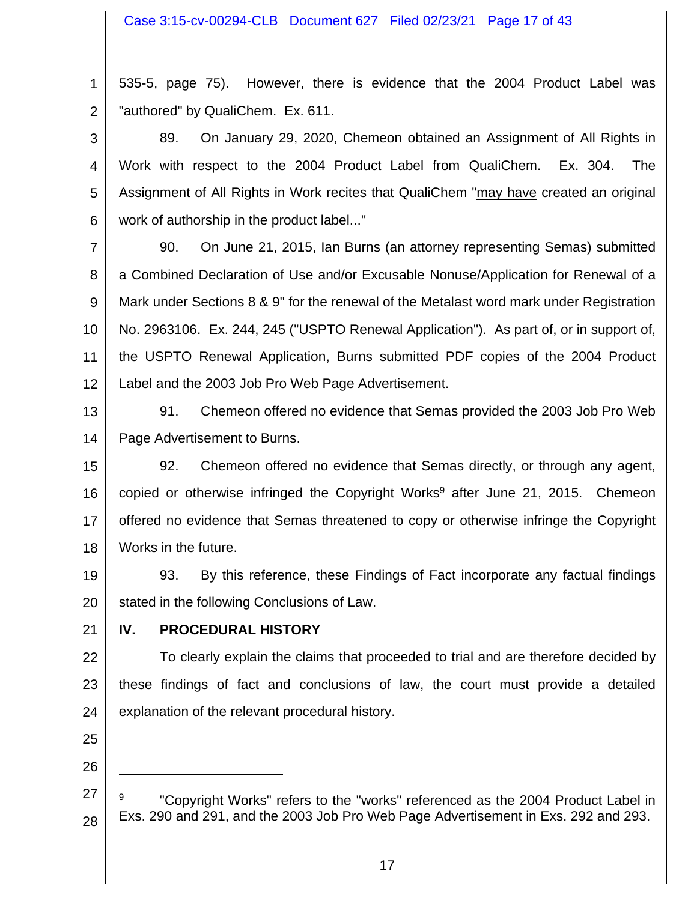535-5, page 75). However, there is evidence that the 2004 Product Label was "authored" by QualiChem. Ex. 611.

89. On January 29, 2020, Chemeon obtained an Assignment of All Rights in Work with respect to the 2004 Product Label from QualiChem. Ex. 304. The Assignment of All Rights in Work recites that QualiChem "may have created an original work of authorship in the product label..."

90. On June 21, 2015, Ian Burns (an attorney representing Semas) submitted a Combined Declaration of Use and/or Excusable Nonuse/Application for Renewal of a Mark under Sections 8 & 9" for the renewal of the Metalast word mark under Registration No. 2963106. Ex. 244, 245 ("USPTO Renewal Application"). As part of, or in support of, the USPTO Renewal Application, Burns submitted PDF copies of the 2004 Product Label and the 2003 Job Pro Web Page Advertisement.

91. Chemeon offered no evidence that Semas provided the 2003 Job Pro Web Page Advertisement to Burns.

92. Chemeon offered no evidence that Semas directly, or through any agent, copied or otherwise infringed the Copyright Works[9] after June 21, 2015. Chemeon offered no evidence that Semas threatened to copy or otherwise infringe the Copyright Works in the future.

93. By this reference, these Findings of Fact incorporate any factual findings stated in the following Conclusions of Law.

## IV. PROCEDURAL HISTORY

To clearly explain the claims that proceeded to trial and are therefore decided by these findings of fact and conclusions of law, the court must provide a detailed explanation of the relevant procedural history.

---

[9] "Copyright Works" refers to the "works" referenced as the 2004 Product Label in Exs. 290 and 291, and the 2003 Job Pro Web Page Advertisement in Exs. 292 and 293.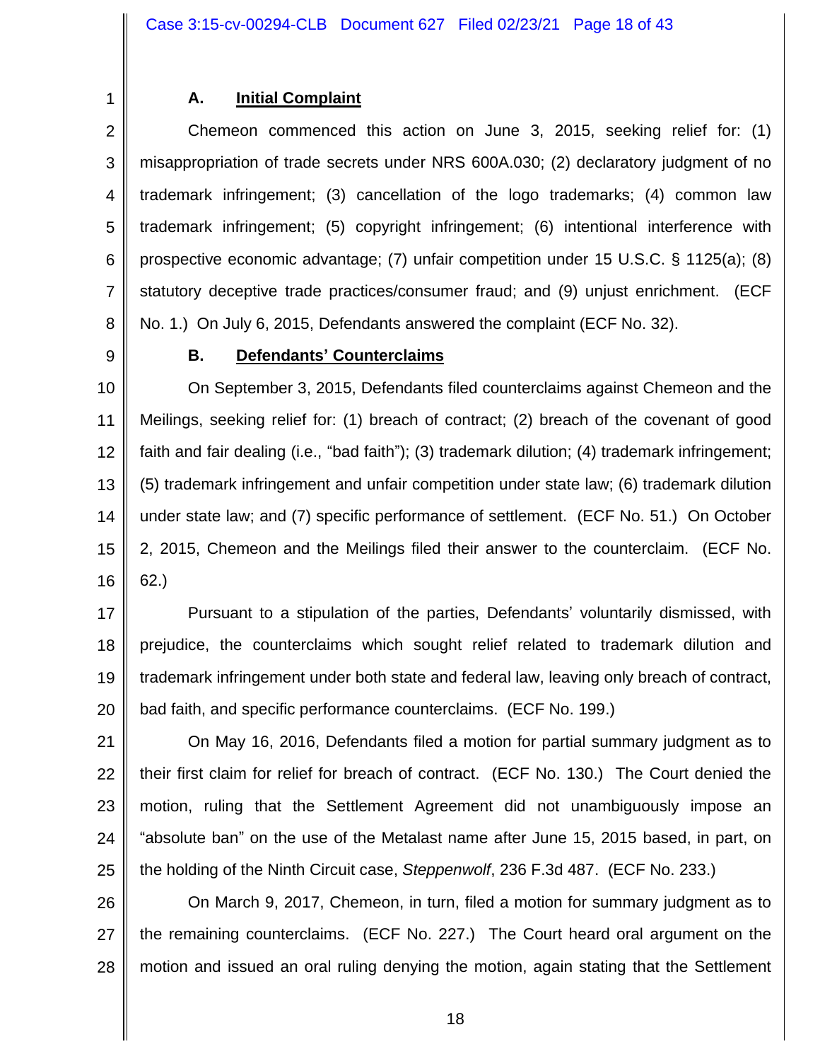### A. Initial Complaint

Chemeon commenced this action on June 3, 2015, seeking relief for: (1) misappropriation of trade secrets under NRS 600A.030; (2) declaratory judgment of no trademark infringement; (3) cancellation of the logo trademarks; (4) common law trademark infringement; (5) copyright infringement; (6) intentional interference with prospective economic advantage; (7) unfair competition under 15 U.S.C. § 1125(a); (8) statutory deceptive trade practices/consumer fraud; and (9) unjust enrichment. (ECF No. 1.) On July 6, 2015, Defendants answered the complaint (ECF No. 32).

### B. Defendants' Counterclaims

On September 3, 2015, Defendants filed counterclaims against Chemeon and the Meilings, seeking relief for: (1) breach of contract; (2) breach of the covenant of good faith and fair dealing (i.e., "bad faith"); (3) trademark dilution; (4) trademark infringement; (5) trademark infringement and unfair competition under state law; (6) trademark dilution under state law; and (7) specific performance of settlement. (ECF No. 51.) On October 2, 2015, Chemeon and the Meilings filed their answer to the counterclaim. (ECF No. 62.)

Pursuant to a stipulation of the parties, Defendants' voluntarily dismissed, with prejudice, the counterclaims which sought relief related to trademark dilution and trademark infringement under both state and federal law, leaving only breach of contract, bad faith, and specific performance counterclaims. (ECF No. 199.)

On May 16, 2016, Defendants filed a motion for partial summary judgment as to their first claim for relief for breach of contract. (ECF No. 130.) The Court denied the motion, ruling that the Settlement Agreement did not unambiguously impose an "absolute ban" on the use of the Metalast name after June 15, 2015 based, in part, on the holding of the Ninth Circuit case, *Steppenwolf*, 236 F.3d 487. (ECF No. 233.)

On March 9, 2017, Chemeon, in turn, filed a motion for summary judgment as to the remaining counterclaims. (ECF No. 227.) The Court heard oral argument on the motion and issued an oral ruling denying the motion, again stating that the Settlement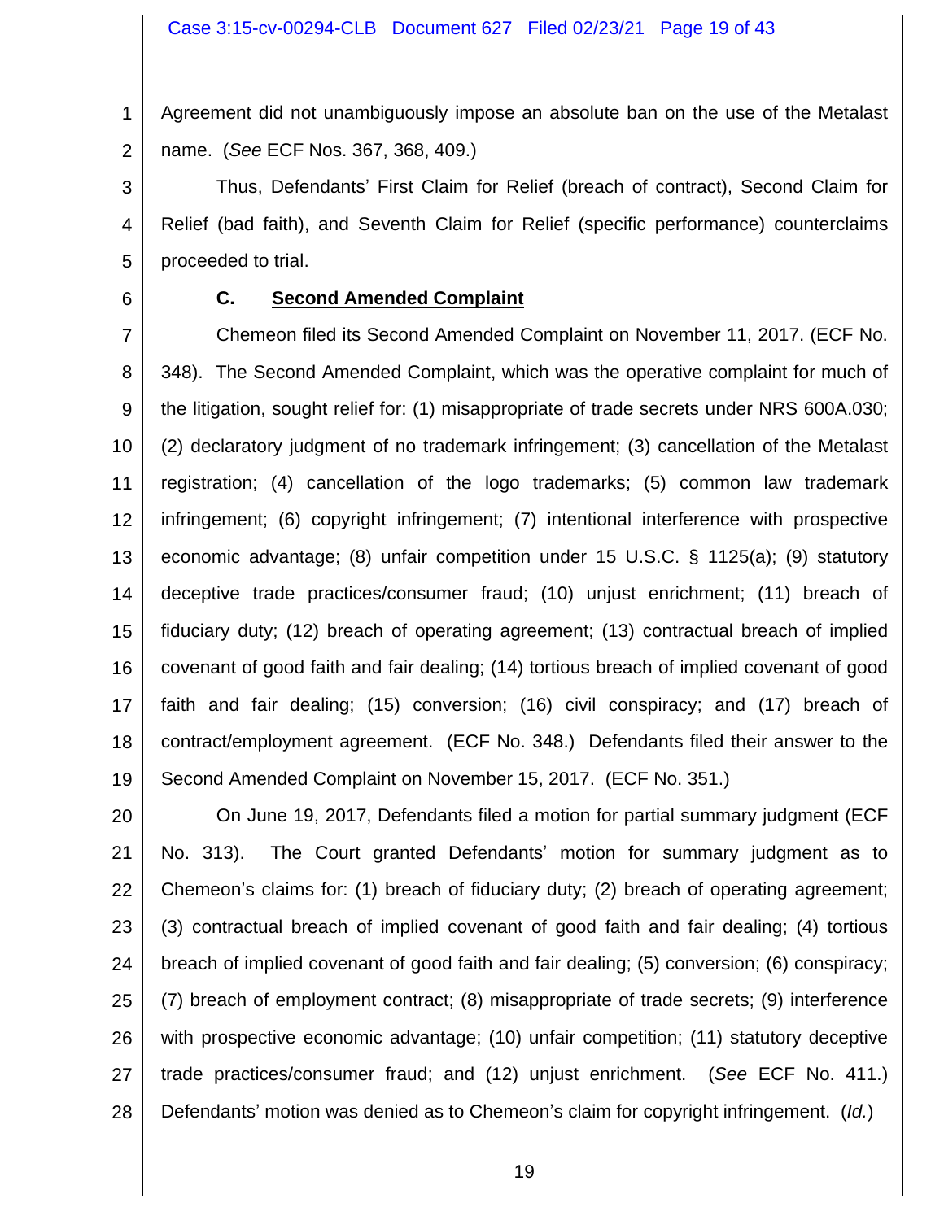Agreement did not unambiguously impose an absolute ban on the use of the Metalast name. (*See* ECF Nos. 367, 368, 409.)

Thus, Defendants' First Claim for Relief (breach of contract), Second Claim for Relief (bad faith), and Seventh Claim for Relief (specific performance) counterclaims proceeded to trial.

### C. Second Amended Complaint

Chemeon filed its Second Amended Complaint on November 11, 2017. (ECF No. 348). The Second Amended Complaint, which was the operative complaint for much of the litigation, sought relief for: (1) misappropriate of trade secrets under NRS 600A.030; (2) declaratory judgment of no trademark infringement; (3) cancellation of the Metalast registration; (4) cancellation of the logo trademarks; (5) common law trademark infringement; (6) copyright infringement; (7) intentional interference with prospective economic advantage; (8) unfair competition under 15 U.S.C. § 1125(a); (9) statutory deceptive trade practices/consumer fraud; (10) unjust enrichment; (11) breach of fiduciary duty; (12) breach of operating agreement; (13) contractual breach of implied covenant of good faith and fair dealing; (14) tortious breach of implied covenant of good faith and fair dealing; (15) conversion; (16) civil conspiracy; and (17) breach of contract/employment agreement. (ECF No. 348.) Defendants filed their answer to the Second Amended Complaint on November 15, 2017. (ECF No. 351.)

On June 19, 2017, Defendants filed a motion for partial summary judgment (ECF No. 313). The Court granted Defendants' motion for summary judgment as to Chemeon's claims for: (1) breach of fiduciary duty; (2) breach of operating agreement; (3) contractual breach of implied covenant of good faith and fair dealing; (4) tortious breach of implied covenant of good faith and fair dealing; (5) conversion; (6) conspiracy; (7) breach of employment contract; (8) misappropriate of trade secrets; (9) interference with prospective economic advantage; (10) unfair competition; (11) statutory deceptive trade practices/consumer fraud; and (12) unjust enrichment. (*See* ECF No. 411.) Defendants' motion was denied as to Chemeon's claim for copyright infringement. (*Id.*)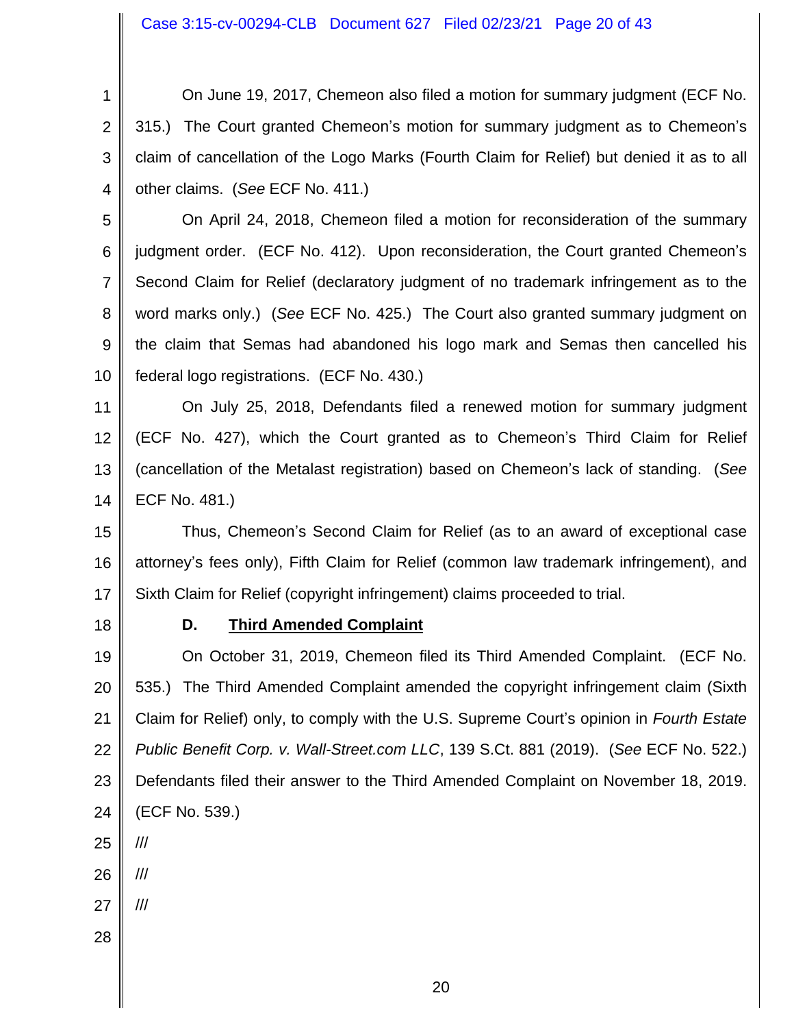On June 19, 2017, Chemeon also filed a motion for summary judgment (ECF No. 315.) The Court granted Chemeon's motion for summary judgment as to Chemeon's claim of cancellation of the Logo Marks (Fourth Claim for Relief) but denied it as to all other claims. (*See* ECF No. 411.)

On April 24, 2018, Chemeon filed a motion for reconsideration of the summary judgment order. (ECF No. 412). Upon reconsideration, the Court granted Chemeon's Second Claim for Relief (declaratory judgment of no trademark infringement as to the word marks only.) (*See* ECF No. 425.) The Court also granted summary judgment on the claim that Semas had abandoned his logo mark and Semas then cancelled his federal logo registrations. (ECF No. 430.)

On July 25, 2018, Defendants filed a renewed motion for summary judgment (ECF No. 427), which the Court granted as to Chemeon's Third Claim for Relief (cancellation of the Metalast registration) based on Chemeon's lack of standing. (*See* ECF No. 481.)

Thus, Chemeon's Second Claim for Relief (as to an award of exceptional case attorney's fees only), Fifth Claim for Relief (common law trademark infringement), and Sixth Claim for Relief (copyright infringement) claims proceeded to trial.

**D. <u>Third Amended Complaint</u>**

On October 31, 2019, Chemeon filed its Third Amended Complaint. (ECF No. 535.) The Third Amended Complaint amended the copyright infringement claim (Sixth Claim for Relief) only, to comply with the U.S. Supreme Court's opinion in *Fourth Estate Public Benefit Corp. v. Wall-Street.com LLC*, 139 S.Ct. 881 (2019). (*See* ECF No. 522.) Defendants filed their answer to the Third Amended Complaint on November 18, 2019. (ECF No. 539.)

///

///

///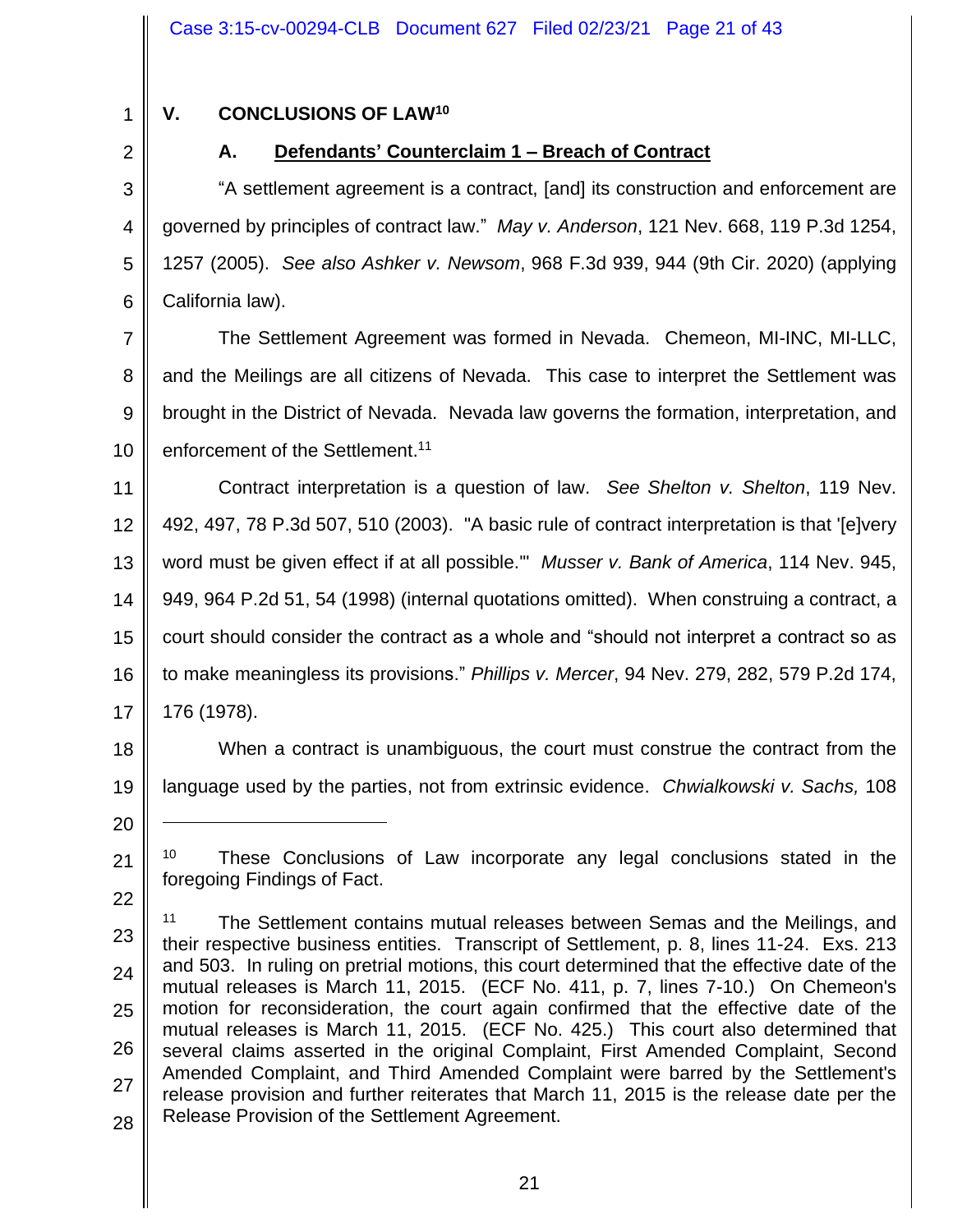## V. CONCLUSIONS OF LAW[10]

### A. Defendants' Counterclaim 1 – Breach of Contract

"A settlement agreement is a contract, [and] its construction and enforcement are governed by principles of contract law." *May v. Anderson*, 121 Nev. 668, 119 P.3d 1254, 1257 (2005). *See also Ashker v. Newsom*, 968 F.3d 939, 944 (9th Cir. 2020) (applying California law).

The Settlement Agreement was formed in Nevada. Chemeon, MI-INC, MI-LLC, and the Meilings are all citizens of Nevada. This case to interpret the Settlement was brought in the District of Nevada. Nevada law governs the formation, interpretation, and enforcement of the Settlement.[11]

Contract interpretation is a question of law. *See Shelton v. Shelton*, 119 Nev. 492, 497, 78 P.3d 507, 510 (2003). "A basic rule of contract interpretation is that '[e]very word must be given effect if at all possible.'" *Musser v. Bank of America*, 114 Nev. 945, 949, 964 P.2d 51, 54 (1998) (internal quotations omitted). When construing a contract, a court should consider the contract as a whole and "should not interpret a contract so as to make meaningless its provisions." *Phillips v. Mercer*, 94 Nev. 279, 282, 579 P.2d 174, 176 (1978).

When a contract is unambiguous, the court must construe the contract from the language used by the parties, not from extrinsic evidence. *Chwialkowski v. Sachs,* 108

---

[10] These Conclusions of Law incorporate any legal conclusions stated in the foregoing Findings of Fact.

[11] The Settlement contains mutual releases between Semas and the Meilings, and their respective business entities. Transcript of Settlement, p. 8, lines 11-24. Exs. 213 and 503. In ruling on pretrial motions, this court determined that the effective date of the mutual releases is March 11, 2015. (ECF No. 411, p. 7, lines 7-10.) On Chemeon's motion for reconsideration, the court again confirmed that the effective date of the mutual releases is March 11, 2015. (ECF No. 425.) This court also determined that several claims asserted in the original Complaint, First Amended Complaint, Second Amended Complaint, and Third Amended Complaint were barred by the Settlement's release provision and further reiterates that March 11, 2015 is the release date per the Release Provision of the Settlement Agreement.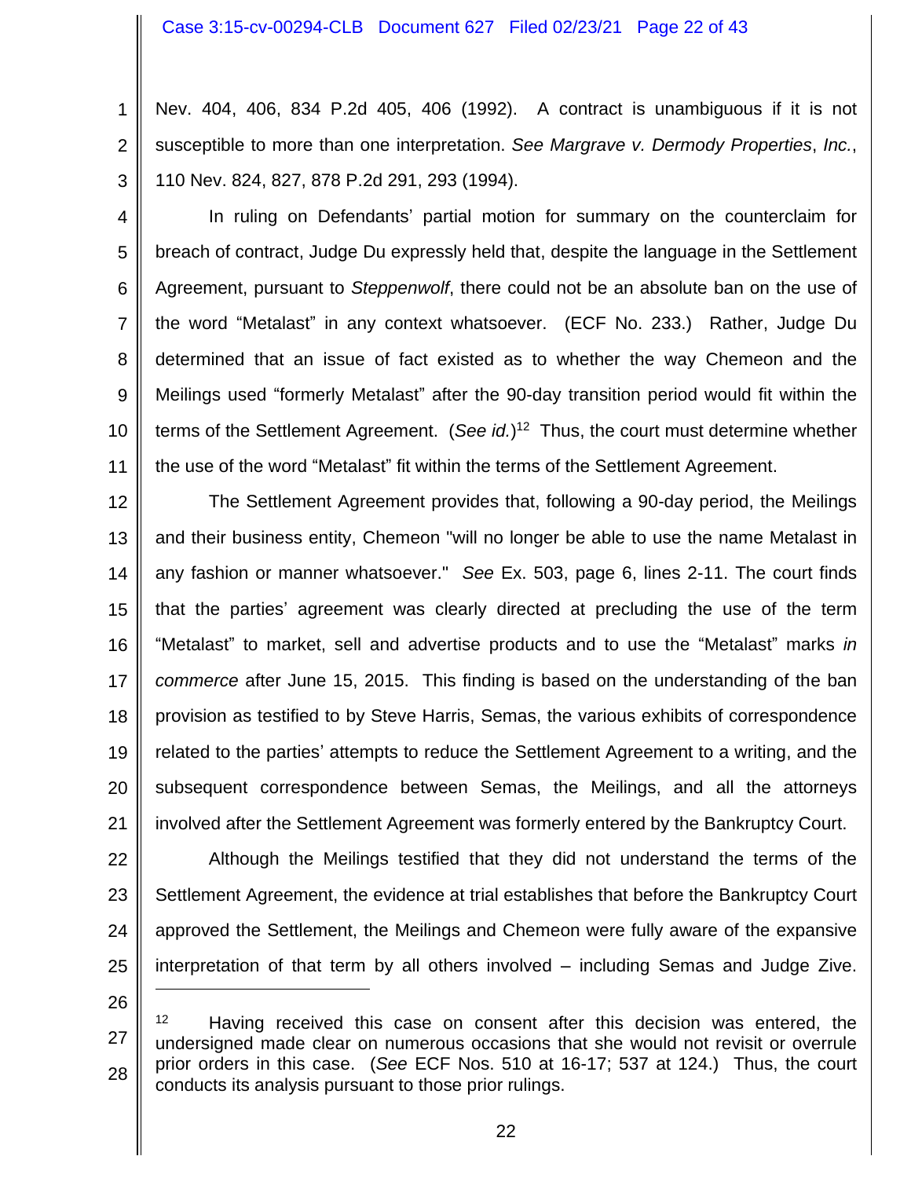Nev. 404, 406, 834 P.2d 405, 406 (1992). A contract is unambiguous if it is not susceptible to more than one interpretation. *See Margrave v. Dermody Properties*, *Inc.*, 110 Nev. 824, 827, 878 P.2d 291, 293 (1994).

In ruling on Defendants' partial motion for summary on the counterclaim for breach of contract, Judge Du expressly held that, despite the language in the Settlement Agreement, pursuant to *Steppenwolf*, there could not be an absolute ban on the use of the word "Metalast" in any context whatsoever. (ECF No. 233.) Rather, Judge Du determined that an issue of fact existed as to whether the way Chemeon and the Meilings used "formerly Metalast" after the 90-day transition period would fit within the terms of the Settlement Agreement. (*See id.*)[12] Thus, the court must determine whether the use of the word "Metalast" fit within the terms of the Settlement Agreement.

The Settlement Agreement provides that, following a 90-day period, the Meilings and their business entity, Chemeon "will no longer be able to use the name Metalast in any fashion or manner whatsoever." *See* Ex. 503, page 6, lines 2-11. The court finds that the parties' agreement was clearly directed at precluding the use of the term "Metalast" to market, sell and advertise products and to use the "Metalast" marks *in commerce* after June 15, 2015. This finding is based on the understanding of the ban provision as testified to by Steve Harris, Semas, the various exhibits of correspondence related to the parties' attempts to reduce the Settlement Agreement to a writing, and the subsequent correspondence between Semas, the Meilings, and all the attorneys involved after the Settlement Agreement was formerly entered by the Bankruptcy Court.

Although the Meilings testified that they did not understand the terms of the Settlement Agreement, the evidence at trial establishes that before the Bankruptcy Court approved the Settlement, the Meilings and Chemeon were fully aware of the expansive interpretation of that term by all others involved – including Semas and Judge Zive.

---

[12] Having received this case on consent after this decision was entered, the undersigned made clear on numerous occasions that she would not revisit or overrule prior orders in this case. (*See* ECF Nos. 510 at 16-17; 537 at 124.) Thus, the court conducts its analysis pursuant to those prior rulings.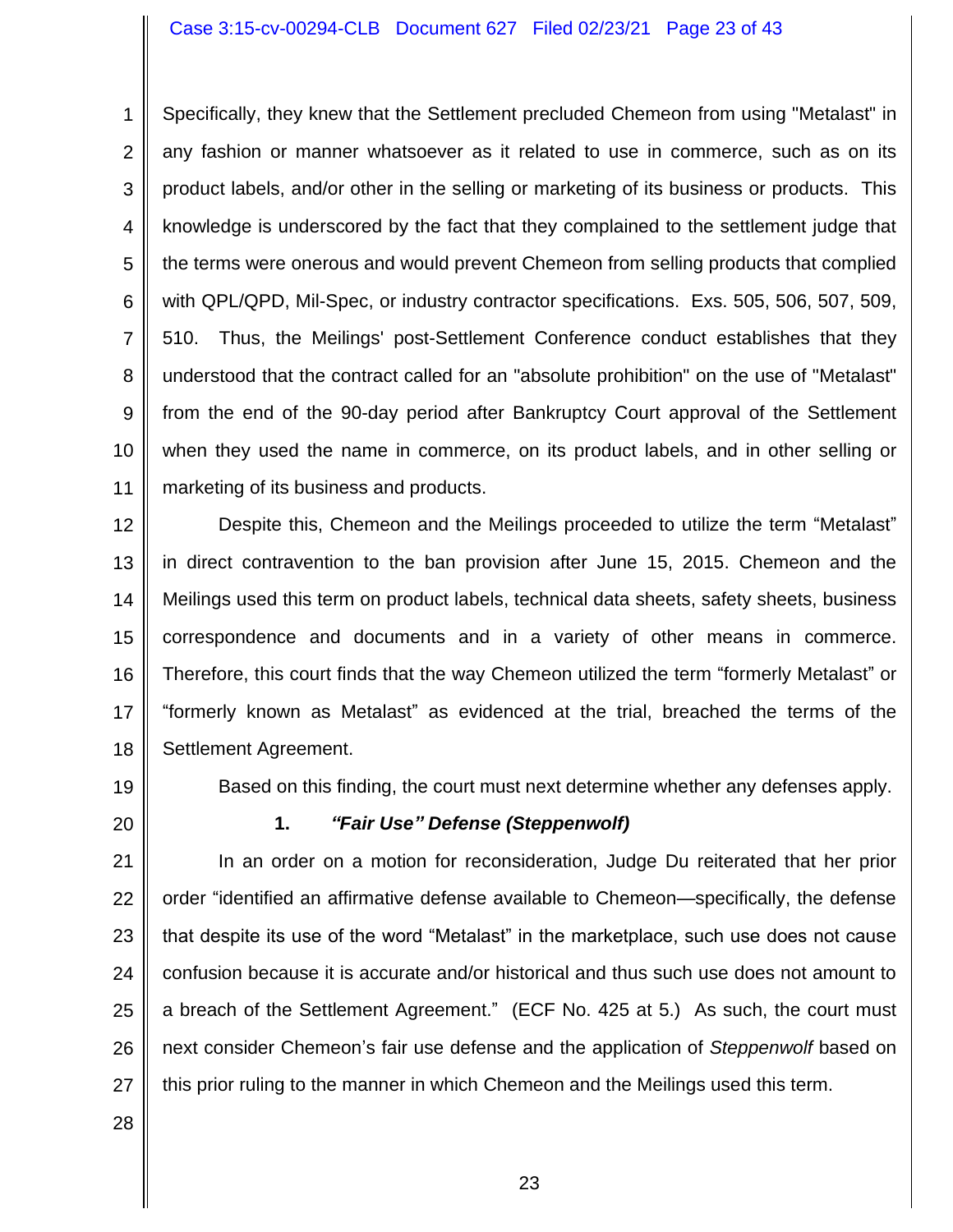Specifically, they knew that the Settlement precluded Chemeon from using "Metalast" in any fashion or manner whatsoever as it related to use in commerce, such as on its product labels, and/or other in the selling or marketing of its business or products. This knowledge is underscored by the fact that they complained to the settlement judge that the terms were onerous and would prevent Chemeon from selling products that complied with QPL/QPD, Mil-Spec, or industry contractor specifications. Exs. 505, 506, 507, 509, 510. Thus, the Meilings' post-Settlement Conference conduct establishes that they understood that the contract called for an "absolute prohibition" on the use of "Metalast" from the end of the 90-day period after Bankruptcy Court approval of the Settlement when they used the name in commerce, on its product labels, and in other selling or marketing of its business and products.

Despite this, Chemeon and the Meilings proceeded to utilize the term "Metalast" in direct contravention to the ban provision after June 15, 2015. Chemeon and the Meilings used this term on product labels, technical data sheets, safety sheets, business correspondence and documents and in a variety of other means in commerce. Therefore, this court finds that the way Chemeon utilized the term "formerly Metalast" or "formerly known as Metalast" as evidenced at the trial, breached the terms of the Settlement Agreement.

Based on this finding, the court must next determine whether any defenses apply.

**1. *"Fair Use" Defense (Steppenwolf)***

In an order on a motion for reconsideration, Judge Du reiterated that her prior order "identified an affirmative defense available to Chemeon—specifically, the defense that despite its use of the word "Metalast" in the marketplace, such use does not cause confusion because it is accurate and/or historical and thus such use does not amount to a breach of the Settlement Agreement." (ECF No. 425 at 5.) As such, the court must next consider Chemeon's fair use defense and the application of *Steppenwolf* based on this prior ruling to the manner in which Chemeon and the Meilings used this term.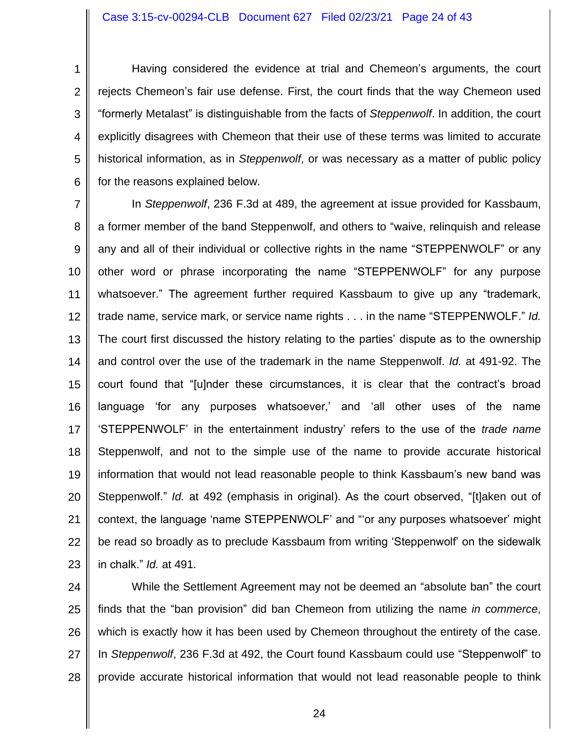Having considered the evidence at trial and Chemeon's arguments, the court rejects Chemeon's fair use defense. First, the court finds that the way Chemeon used "formerly Metalast" is distinguishable from the facts of *Steppenwolf*. In addition, the court explicitly disagrees with Chemeon that their use of these terms was limited to accurate historical information, as in *Steppenwolf*, or was necessary as a matter of public policy for the reasons explained below.

In *Steppenwolf*, 236 F.3d at 489, the agreement at issue provided for Kassbaum, a former member of the band Steppenwolf, and others to "waive, relinquish and release any and all of their individual or collective rights in the name "STEPPENWOLF" or any other word or phrase incorporating the name "STEPPENWOLF" for any purpose whatsoever." The agreement further required Kassbaum to give up any "trademark, trade name, service mark, or service name rights . . . in the name "STEPPENWOLF." *Id.* The court first discussed the history relating to the parties' dispute as to the ownership and control over the use of the trademark in the name Steppenwolf. *Id.* at 491-92. The court found that "[u]nder these circumstances, it is clear that the contract's broad language 'for any purposes whatsoever,' and 'all other uses of the name 'STEPPENWOLF' in the entertainment industry' refers to the use of the *trade name* Steppenwolf, and not to the simple use of the name to provide accurate historical information that would not lead reasonable people to think Kassbaum's new band was Steppenwolf." *Id.* at 492 (emphasis in original). As the court observed, "[t]aken out of context, the language 'name STEPPENWOLF' and "'or any purposes whatsoever' might be read so broadly as to preclude Kassbaum from writing 'Steppenwolf' on the sidewalk in chalk." *Id.* at 491.

While the Settlement Agreement may not be deemed an "absolute ban" the court finds that the "ban provision" did ban Chemeon from utilizing the name *in commerce*, which is exactly how it has been used by Chemeon throughout the entirety of the case. In *Steppenwolf*, 236 F.3d at 492, the Court found Kassbaum could use "Steppenwolf" to provide accurate historical information that would not lead reasonable people to think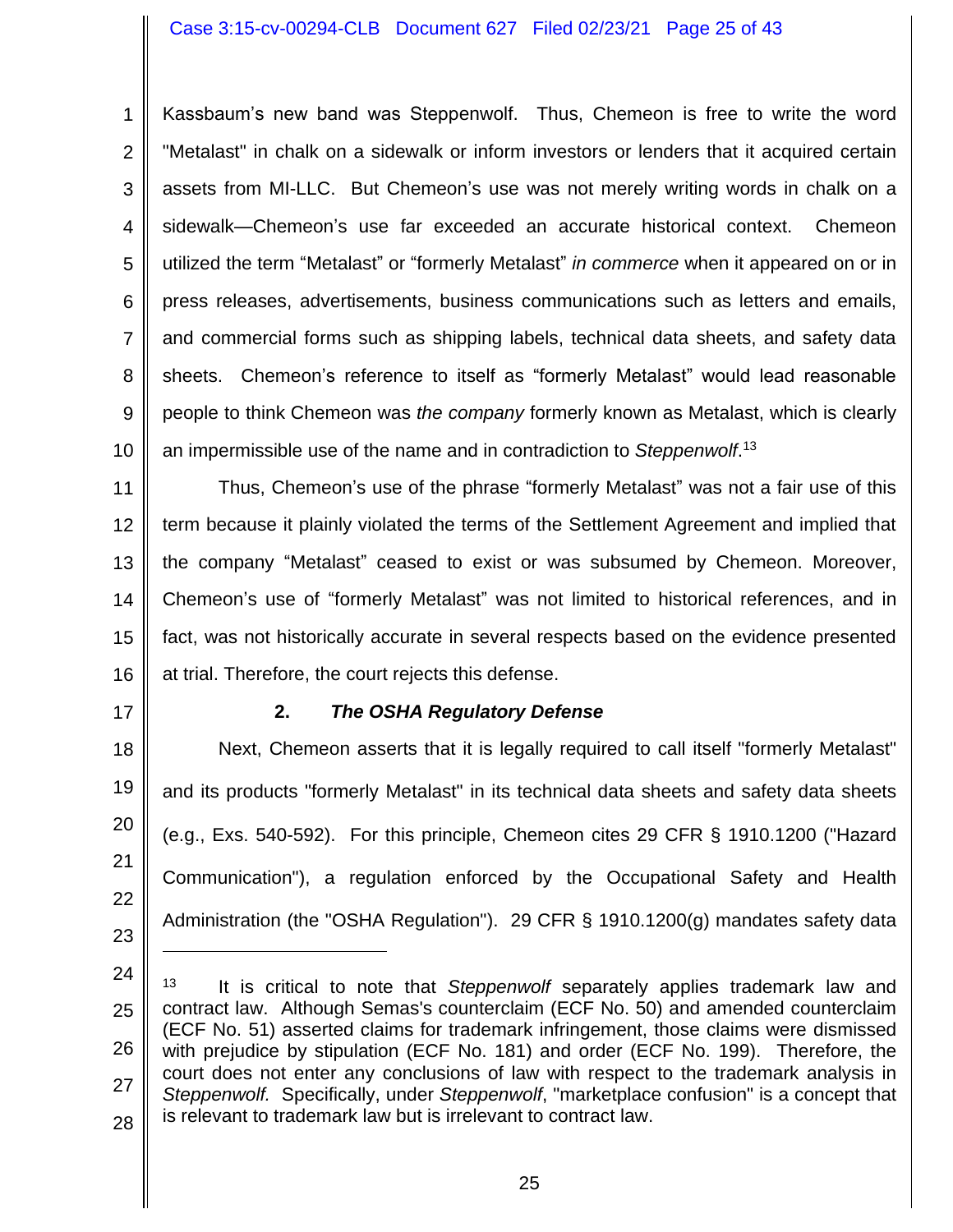Kassbaum's new band was Steppenwolf. Thus, Chemeon is free to write the word "Metalast" in chalk on a sidewalk or inform investors or lenders that it acquired certain assets from MI-LLC. But Chemeon's use was not merely writing words in chalk on a sidewalk—Chemeon's use far exceeded an accurate historical context. Chemeon utilized the term "Metalast" or "formerly Metalast" *in commerce* when it appeared on or in press releases, advertisements, business communications such as letters and emails, and commercial forms such as shipping labels, technical data sheets, and safety data sheets. Chemeon's reference to itself as "formerly Metalast" would lead reasonable people to think Chemeon was *the company* formerly known as Metalast, which is clearly an impermissible use of the name and in contradiction to *Steppenwolf*.[13]

Thus, Chemeon's use of the phrase "formerly Metalast" was not a fair use of this term because it plainly violated the terms of the Settlement Agreement and implied that the company "Metalast" ceased to exist or was subsumed by Chemeon. Moreover, Chemeon's use of "formerly Metalast" was not limited to historical references, and in fact, was not historically accurate in several respects based on the evidence presented at trial. Therefore, the court rejects this defense.

**2. *The OSHA Regulatory Defense***

Next, Chemeon asserts that it is legally required to call itself "formerly Metalast" and its products "formerly Metalast" in its technical data sheets and safety data sheets (e.g., Exs. 540-592). For this principle, Chemeon cites 29 CFR § 1910.1200 ("Hazard Communication"), a regulation enforced by the Occupational Safety and Health Administration (the "OSHA Regulation"). 29 CFR § 1910.1200(g) mandates safety data

---

[13] It is critical to note that *Steppenwolf* separately applies trademark law and contract law. Although Semas's counterclaim (ECF No. 50) and amended counterclaim (ECF No. 51) asserted claims for trademark infringement, those claims were dismissed with prejudice by stipulation (ECF No. 181) and order (ECF No. 199). Therefore, the court does not enter any conclusions of law with respect to the trademark analysis in *Steppenwolf.* Specifically, under *Steppenwolf*, "marketplace confusion" is a concept that is relevant to trademark law but is irrelevant to contract law.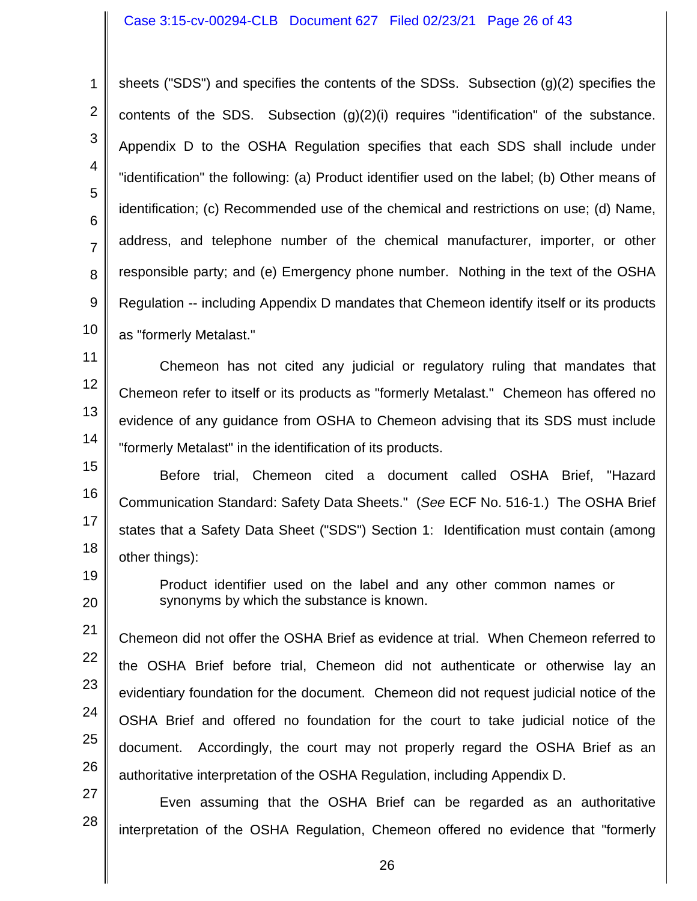sheets ("SDS") and specifies the contents of the SDSs. Subsection (g)(2) specifies the contents of the SDS. Subsection (g)(2)(i) requires "identification" of the substance. Appendix D to the OSHA Regulation specifies that each SDS shall include under "identification" the following: (a) Product identifier used on the label; (b) Other means of identification; (c) Recommended use of the chemical and restrictions on use; (d) Name, address, and telephone number of the chemical manufacturer, importer, or other responsible party; and (e) Emergency phone number. Nothing in the text of the OSHA Regulation -- including Appendix D mandates that Chemeon identify itself or its products as "formerly Metalast."

Chemeon has not cited any judicial or regulatory ruling that mandates that Chemeon refer to itself or its products as "formerly Metalast." Chemeon has offered no evidence of any guidance from OSHA to Chemeon advising that its SDS must include "formerly Metalast" in the identification of its products.

Before trial, Chemeon cited a document called OSHA Brief, "Hazard Communication Standard: Safety Data Sheets." (*See* ECF No. 516-1.) The OSHA Brief states that a Safety Data Sheet ("SDS") Section 1: Identification must contain (among other things):

> Product identifier used on the label and any other common names or synonyms by which the substance is known.

Chemeon did not offer the OSHA Brief as evidence at trial. When Chemeon referred to the OSHA Brief before trial, Chemeon did not authenticate or otherwise lay an evidentiary foundation for the document. Chemeon did not request judicial notice of the OSHA Brief and offered no foundation for the court to take judicial notice of the document. Accordingly, the court may not properly regard the OSHA Brief as an authoritative interpretation of the OSHA Regulation, including Appendix D.

Even assuming that the OSHA Brief can be regarded as an authoritative interpretation of the OSHA Regulation, Chemeon offered no evidence that "formerly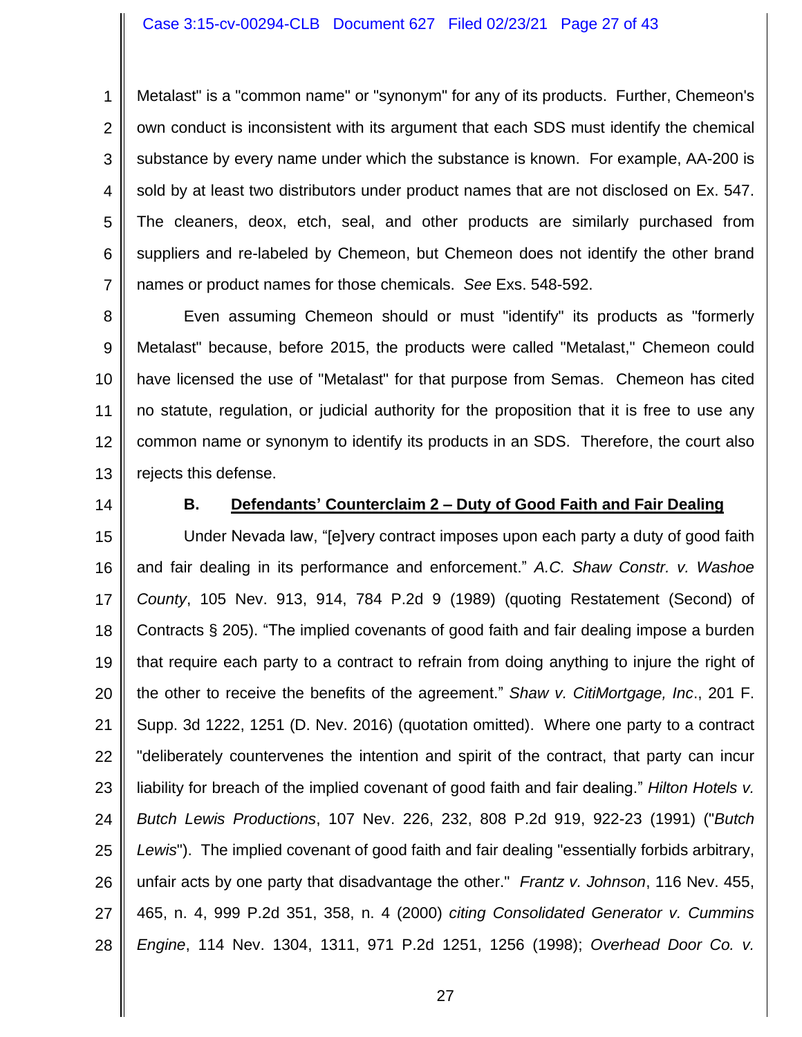Metalast" is a "common name" or "synonym" for any of its products. Further, Chemeon's own conduct is inconsistent with its argument that each SDS must identify the chemical substance by every name under which the substance is known. For example, AA-200 is sold by at least two distributors under product names that are not disclosed on Ex. 547. The cleaners, deox, etch, seal, and other products are similarly purchased from suppliers and re-labeled by Chemeon, but Chemeon does not identify the other brand names or product names for those chemicals. *See* Exs. 548-592.

Even assuming Chemeon should or must "identify" its products as "formerly Metalast" because, before 2015, the products were called "Metalast," Chemeon could have licensed the use of "Metalast" for that purpose from Semas. Chemeon has cited no statute, regulation, or judicial authority for the proposition that it is free to use any common name or synonym to identify its products in an SDS. Therefore, the court also rejects this defense.

### B. <u>Defendants' Counterclaim 2 – Duty of Good Faith and Fair Dealing</u>

Under Nevada law, "[e]very contract imposes upon each party a duty of good faith and fair dealing in its performance and enforcement." *A.C. Shaw Constr. v. Washoe County*, 105 Nev. 913, 914, 784 P.2d 9 (1989) (quoting Restatement (Second) of Contracts § 205). "The implied covenants of good faith and fair dealing impose a burden that require each party to a contract to refrain from doing anything to injure the right of the other to receive the benefits of the agreement." *Shaw v. CitiMortgage, Inc*., 201 F. Supp. 3d 1222, 1251 (D. Nev. 2016) (quotation omitted). Where one party to a contract "deliberately countervenes the intention and spirit of the contract, that party can incur liability for breach of the implied covenant of good faith and fair dealing." *Hilton Hotels v. Butch Lewis Productions*, 107 Nev. 226, 232, 808 P.2d 919, 922-23 (1991) ("*Butch Lewis*"). The implied covenant of good faith and fair dealing "essentially forbids arbitrary, unfair acts by one party that disadvantage the other." *Frantz v. Johnson*, 116 Nev. 455, 465, n. 4, 999 P.2d 351, 358, n. 4 (2000) *citing Consolidated Generator v. Cummins Engine*, 114 Nev. 1304, 1311, 971 P.2d 1251, 1256 (1998); *Overhead Door Co. v.*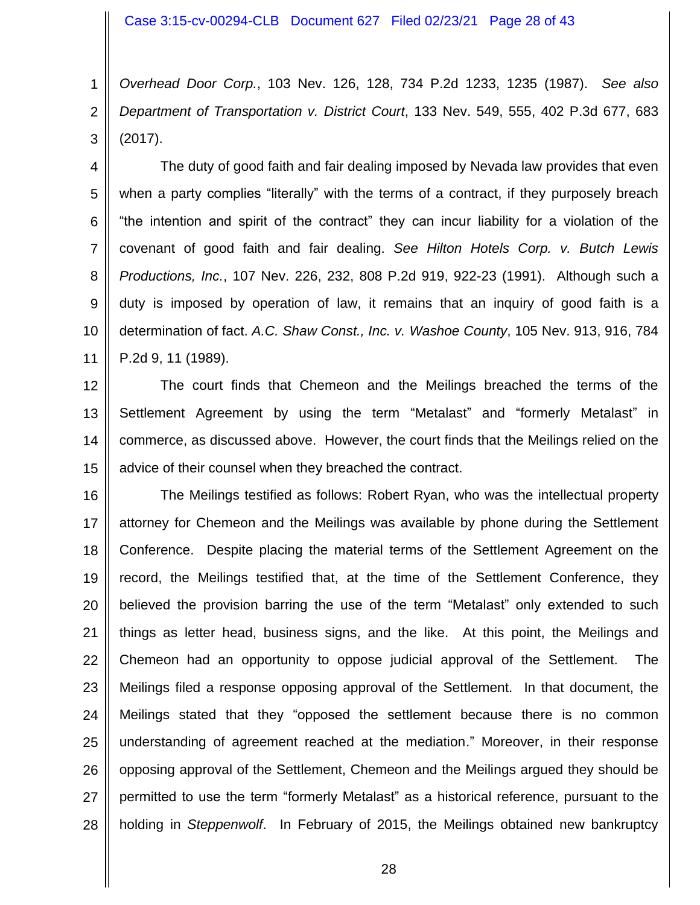*Overhead Door Corp.*, 103 Nev. 126, 128, 734 P.2d 1233, 1235 (1987). *See also Department of Transportation v. District Court*, 133 Nev. 549, 555, 402 P.3d 677, 683 (2017).

The duty of good faith and fair dealing imposed by Nevada law provides that even when a party complies "literally" with the terms of a contract, if they purposely breach "the intention and spirit of the contract" they can incur liability for a violation of the covenant of good faith and fair dealing. *See Hilton Hotels Corp. v. Butch Lewis Productions, Inc.*, 107 Nev. 226, 232, 808 P.2d 919, 922-23 (1991). Although such a duty is imposed by operation of law, it remains that an inquiry of good faith is a determination of fact. *A.C. Shaw Const., Inc. v. Washoe County*, 105 Nev. 913, 916, 784 P.2d 9, 11 (1989).

The court finds that Chemeon and the Meilings breached the terms of the Settlement Agreement by using the term "Metalast" and "formerly Metalast" in commerce, as discussed above. However, the court finds that the Meilings relied on the advice of their counsel when they breached the contract.

The Meilings testified as follows: Robert Ryan, who was the intellectual property attorney for Chemeon and the Meilings was available by phone during the Settlement Conference. Despite placing the material terms of the Settlement Agreement on the record, the Meilings testified that, at the time of the Settlement Conference, they believed the provision barring the use of the term "Metalast" only extended to such things as letter head, business signs, and the like. At this point, the Meilings and Chemeon had an opportunity to oppose judicial approval of the Settlement. The Meilings filed a response opposing approval of the Settlement. In that document, the Meilings stated that they "opposed the settlement because there is no common understanding of agreement reached at the mediation." Moreover, in their response opposing approval of the Settlement, Chemeon and the Meilings argued they should be permitted to use the term "formerly Metalast" as a historical reference, pursuant to the holding in *Steppenwolf*. In February of 2015, the Meilings obtained new bankruptcy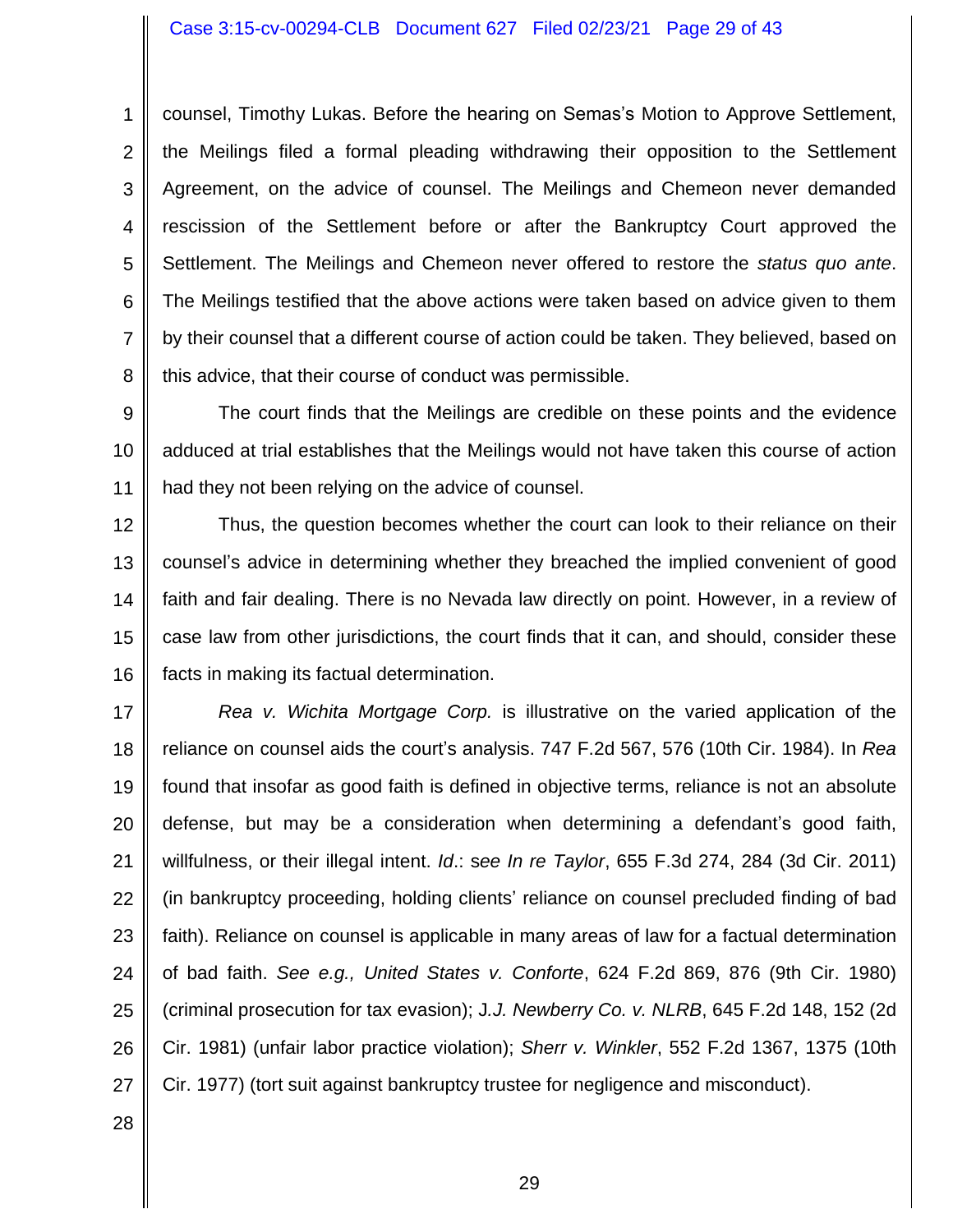counsel, Timothy Lukas. Before the hearing on Semas's Motion to Approve Settlement, the Meilings filed a formal pleading withdrawing their opposition to the Settlement Agreement, on the advice of counsel. The Meilings and Chemeon never demanded rescission of the Settlement before or after the Bankruptcy Court approved the Settlement. The Meilings and Chemeon never offered to restore the *status quo ante*. The Meilings testified that the above actions were taken based on advice given to them by their counsel that a different course of action could be taken. They believed, based on this advice, that their course of conduct was permissible.

The court finds that the Meilings are credible on these points and the evidence adduced at trial establishes that the Meilings would not have taken this course of action had they not been relying on the advice of counsel.

Thus, the question becomes whether the court can look to their reliance on their counsel's advice in determining whether they breached the implied convenient of good faith and fair dealing. There is no Nevada law directly on point. However, in a review of case law from other jurisdictions, the court finds that it can, and should, consider these facts in making its factual determination.

*Rea v. Wichita Mortgage Corp.* is illustrative on the varied application of the reliance on counsel aids the court's analysis. 747 F.2d 567, 576 (10th Cir. 1984). In *Rea* found that insofar as good faith is defined in objective terms, reliance is not an absolute defense, but may be a consideration when determining a defendant's good faith, willfulness, or their illegal intent. *Id*.: s*ee In re Taylor*, 655 F.3d 274, 284 (3d Cir. 2011) (in bankruptcy proceeding, holding clients' reliance on counsel precluded finding of bad faith). Reliance on counsel is applicable in many areas of law for a factual determination of bad faith. *See e.g., United States v. Conforte*, 624 F.2d 869, 876 (9th Cir. 1980) (criminal prosecution for tax evasion); J.*J. Newberry Co. v. NLRB*, 645 F.2d 148, 152 (2d Cir. 1981) (unfair labor practice violation); *Sherr v. Winkler*, 552 F.2d 1367, 1375 (10th Cir. 1977) (tort suit against bankruptcy trustee for negligence and misconduct).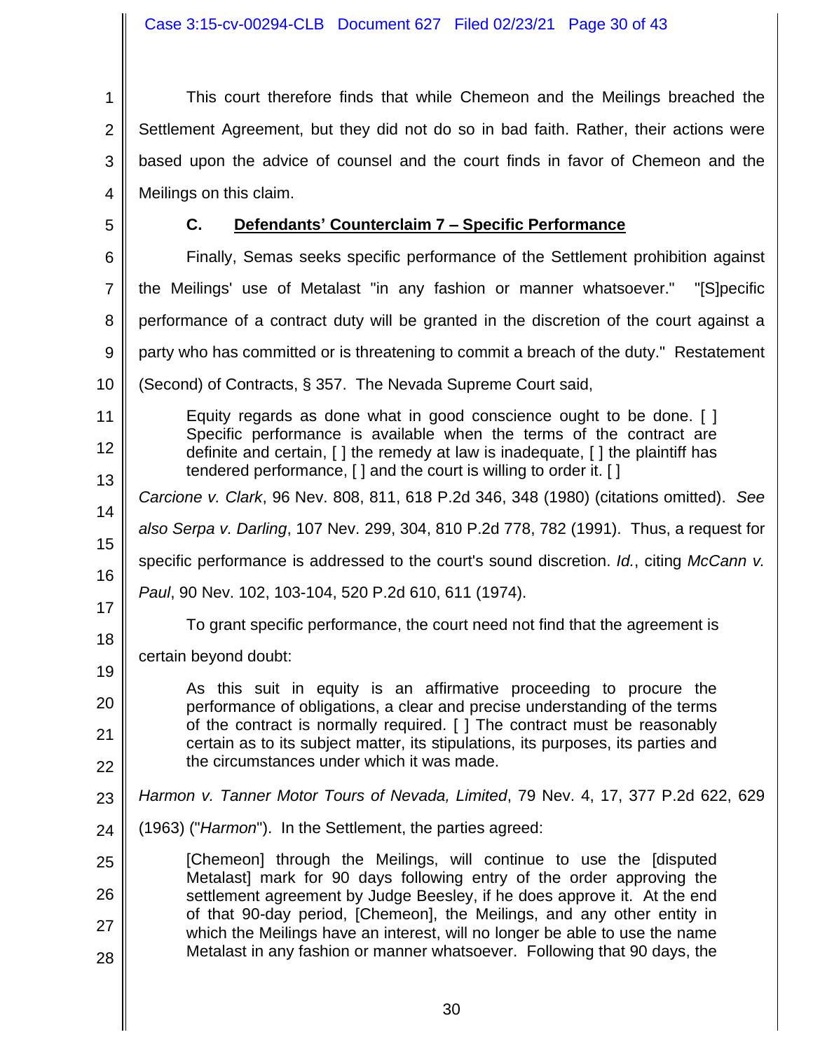This court therefore finds that while Chemeon and the Meilings breached the Settlement Agreement, but they did not do so in bad faith. Rather, their actions were based upon the advice of counsel and the court finds in favor of Chemeon and the Meilings on this claim.

### C. Defendants' Counterclaim 7 – Specific Performance

Finally, Semas seeks specific performance of the Settlement prohibition against the Meilings' use of Metalast "in any fashion or manner whatsoever." "[S]pecific performance of a contract duty will be granted in the discretion of the court against a party who has committed or is threatening to commit a breach of the duty." Restatement (Second) of Contracts, § 357. The Nevada Supreme Court said,

> Equity regards as done what in good conscience ought to be done. [ ] Specific performance is available when the terms of the contract are definite and certain, [ ] the remedy at law is inadequate, [ ] the plaintiff has tendered performance, [ ] and the court is willing to order it. [ ]

*Carcione v. Clark*, 96 Nev. 808, 811, 618 P.2d 346, 348 (1980) (citations omitted). *See also Serpa v. Darling*, 107 Nev. 299, 304, 810 P.2d 778, 782 (1991). Thus, a request for specific performance is addressed to the court's sound discretion. *Id.*, citing *McCann v. Paul*, 90 Nev. 102, 103-104, 520 P.2d 610, 611 (1974).

To grant specific performance, the court need not find that the agreement is certain beyond doubt:

> As this suit in equity is an affirmative proceeding to procure the performance of obligations, a clear and precise understanding of the terms of the contract is normally required. [ ] The contract must be reasonably certain as to its subject matter, its stipulations, its purposes, its parties and the circumstances under which it was made.

*Harmon v. Tanner Motor Tours of Nevada, Limited*, 79 Nev. 4, 17, 377 P.2d 622, 629 (1963) ("*Harmon*"). In the Settlement, the parties agreed:

> [Chemeon] through the Meilings, will continue to use the [disputed Metalast] mark for 90 days following entry of the order approving the settlement agreement by Judge Beesley, if he does approve it. At the end of that 90-day period, [Chemeon], the Meilings, and any other entity in which the Meilings have an interest, will no longer be able to use the name Metalast in any fashion or manner whatsoever. Following that 90 days, the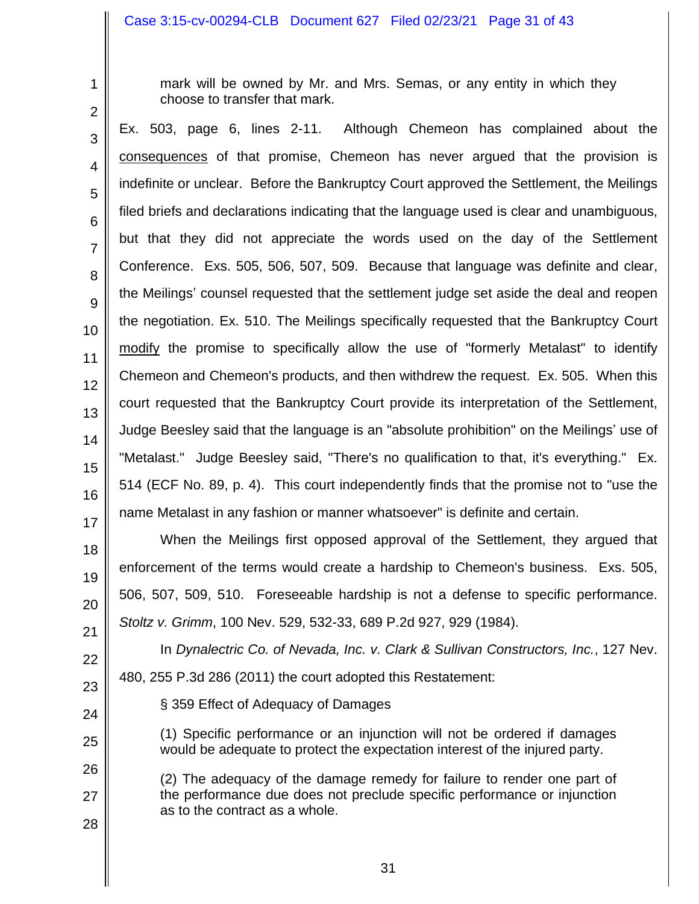> mark will be owned by Mr. and Mrs. Semas, or any entity in which they choose to transfer that mark.

Ex. 503, page 6, lines 2-11. Although Chemeon has complained about the consequences of that promise, Chemeon has never argued that the provision is indefinite or unclear. Before the Bankruptcy Court approved the Settlement, the Meilings filed briefs and declarations indicating that the language used is clear and unambiguous, but that they did not appreciate the words used on the day of the Settlement Conference. Exs. 505, 506, 507, 509. Because that language was definite and clear, the Meilings' counsel requested that the settlement judge set aside the deal and reopen the negotiation. Ex. 510. The Meilings specifically requested that the Bankruptcy Court modify the promise to specifically allow the use of "formerly Metalast" to identify Chemeon and Chemeon's products, and then withdrew the request. Ex. 505. When this court requested that the Bankruptcy Court provide its interpretation of the Settlement, Judge Beesley said that the language is an "absolute prohibition" on the Meilings' use of "Metalast." Judge Beesley said, "There's no qualification to that, it's everything." Ex. 514 (ECF No. 89, p. 4). This court independently finds that the promise not to "use the name Metalast in any fashion or manner whatsoever" is definite and certain.

When the Meilings first opposed approval of the Settlement, they argued that enforcement of the terms would create a hardship to Chemeon's business. Exs. 505, 506, 507, 509, 510. Foreseeable hardship is not a defense to specific performance. *Stoltz v. Grimm*, 100 Nev. 529, 532-33, 689 P.2d 927, 929 (1984).

In *Dynalectric Co. of Nevada, Inc. v. Clark & Sullivan Constructors, Inc.*, 127 Nev. 480, 255 P.3d 286 (2011) the court adopted this Restatement:

> § 359 Effect of Adequacy of Damages
>
> (1) Specific performance or an injunction will not be ordered if damages would be adequate to protect the expectation interest of the injured party.
>
> (2) The adequacy of the damage remedy for failure to render one part of the performance due does not preclude specific performance or injunction as to the contract as a whole.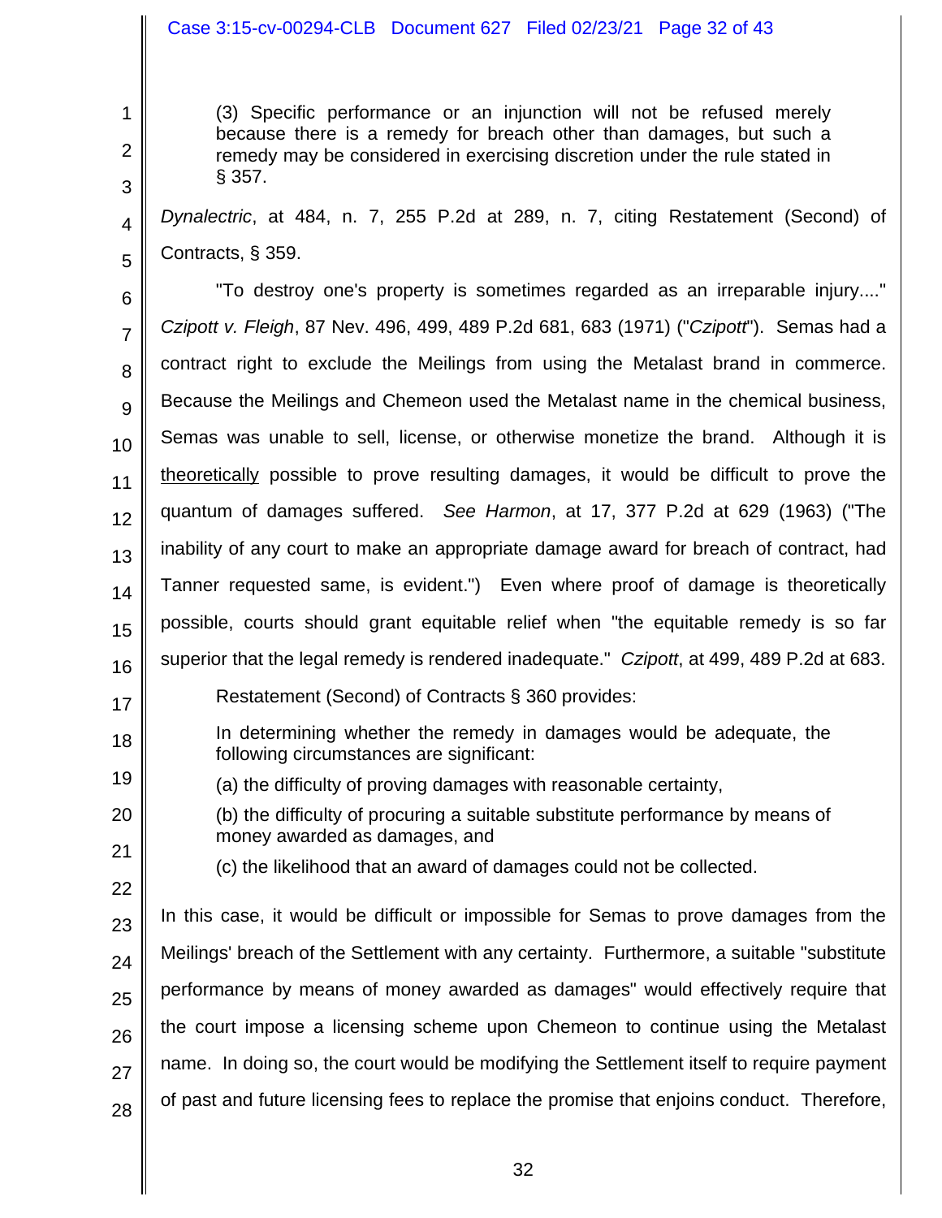> (3) Specific performance or an injunction will not be refused merely because there is a remedy for breach other than damages, but such a remedy may be considered in exercising discretion under the rule stated in § 357.

*Dynalectric*, at 484, n. 7, 255 P.2d at 289, n. 7, citing Restatement (Second) of Contracts, § 359.

"To destroy one's property is sometimes regarded as an irreparable injury...." *Czipott v. Fleigh*, 87 Nev. 496, 499, 489 P.2d 681, 683 (1971) ("*Czipott*"). Semas had a contract right to exclude the Meilings from using the Metalast brand in commerce. Because the Meilings and Chemeon used the Metalast name in the chemical business, Semas was unable to sell, license, or otherwise monetize the brand. Although it is <u>theoretically</u> possible to prove resulting damages, it would be difficult to prove the quantum of damages suffered. *See Harmon*, at 17, 377 P.2d at 629 (1963) ("The inability of any court to make an appropriate damage award for breach of contract, had Tanner requested same, is evident.") Even where proof of damage is theoretically possible, courts should grant equitable relief when "the equitable remedy is so far superior that the legal remedy is rendered inadequate." *Czipott*, at 499, 489 P.2d at 683.

Restatement (Second) of Contracts § 360 provides:

> In determining whether the remedy in damages would be adequate, the following circumstances are significant:
>
> (a) the difficulty of proving damages with reasonable certainty,
>
> (b) the difficulty of procuring a suitable substitute performance by means of money awarded as damages, and
>
> (c) the likelihood that an award of damages could not be collected.

In this case, it would be difficult or impossible for Semas to prove damages from the Meilings' breach of the Settlement with any certainty. Furthermore, a suitable "substitute performance by means of money awarded as damages" would effectively require that the court impose a licensing scheme upon Chemeon to continue using the Metalast name. In doing so, the court would be modifying the Settlement itself to require payment of past and future licensing fees to replace the promise that enjoins conduct. Therefore,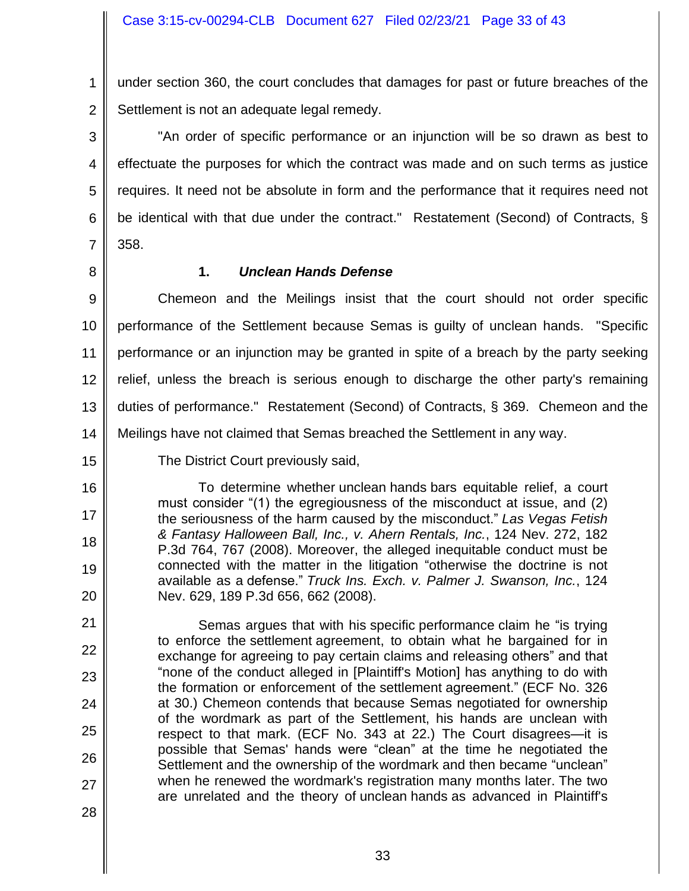under section 360, the court concludes that damages for past or future breaches of the Settlement is not an adequate legal remedy.

"An order of specific performance or an injunction will be so drawn as best to effectuate the purposes for which the contract was made and on such terms as justice requires. It need not be absolute in form and the performance that it requires need not be identical with that due under the contract." Restatement (Second) of Contracts, § 358.

### 1. *Unclean Hands Defense*

Chemeon and the Meilings insist that the court should not order specific performance of the Settlement because Semas is guilty of unclean hands. "Specific performance or an injunction may be granted in spite of a breach by the party seeking relief, unless the breach is serious enough to discharge the other party's remaining duties of performance." Restatement (Second) of Contracts, § 369. Chemeon and the Meilings have not claimed that Semas breached the Settlement in any way.

The District Court previously said,

> To determine whether unclean hands bars equitable relief, a court must consider "(1) the egregiousness of the misconduct at issue, and (2) the seriousness of the harm caused by the misconduct." *Las Vegas Fetish & Fantasy Halloween Ball, Inc., v. Ahern Rentals, Inc.*, 124 Nev. 272, 182 P.3d 764, 767 (2008). Moreover, the alleged inequitable conduct must be connected with the matter in the litigation "otherwise the doctrine is not available as a defense." *Truck Ins. Exch. v. Palmer J. Swanson, Inc.*, 124 Nev. 629, 189 P.3d 656, 662 (2008).
>
> Semas argues that with his specific performance claim he "is trying to enforce the settlement agreement, to obtain what he bargained for in exchange for agreeing to pay certain claims and releasing others" and that "none of the conduct alleged in [Plaintiff's Motion] has anything to do with the formation or enforcement of the settlement agreement." (ECF No. 326 at 30.) Chemeon contends that because Semas negotiated for ownership of the wordmark as part of the Settlement, his hands are unclean with respect to that mark. (ECF No. 343 at 22.) The Court disagrees—it is possible that Semas' hands were "clean" at the time he negotiated the Settlement and the ownership of the wordmark and then became "unclean" when he renewed the wordmark's registration many months later. The two are unrelated and the theory of unclean hands as advanced in Plaintiff's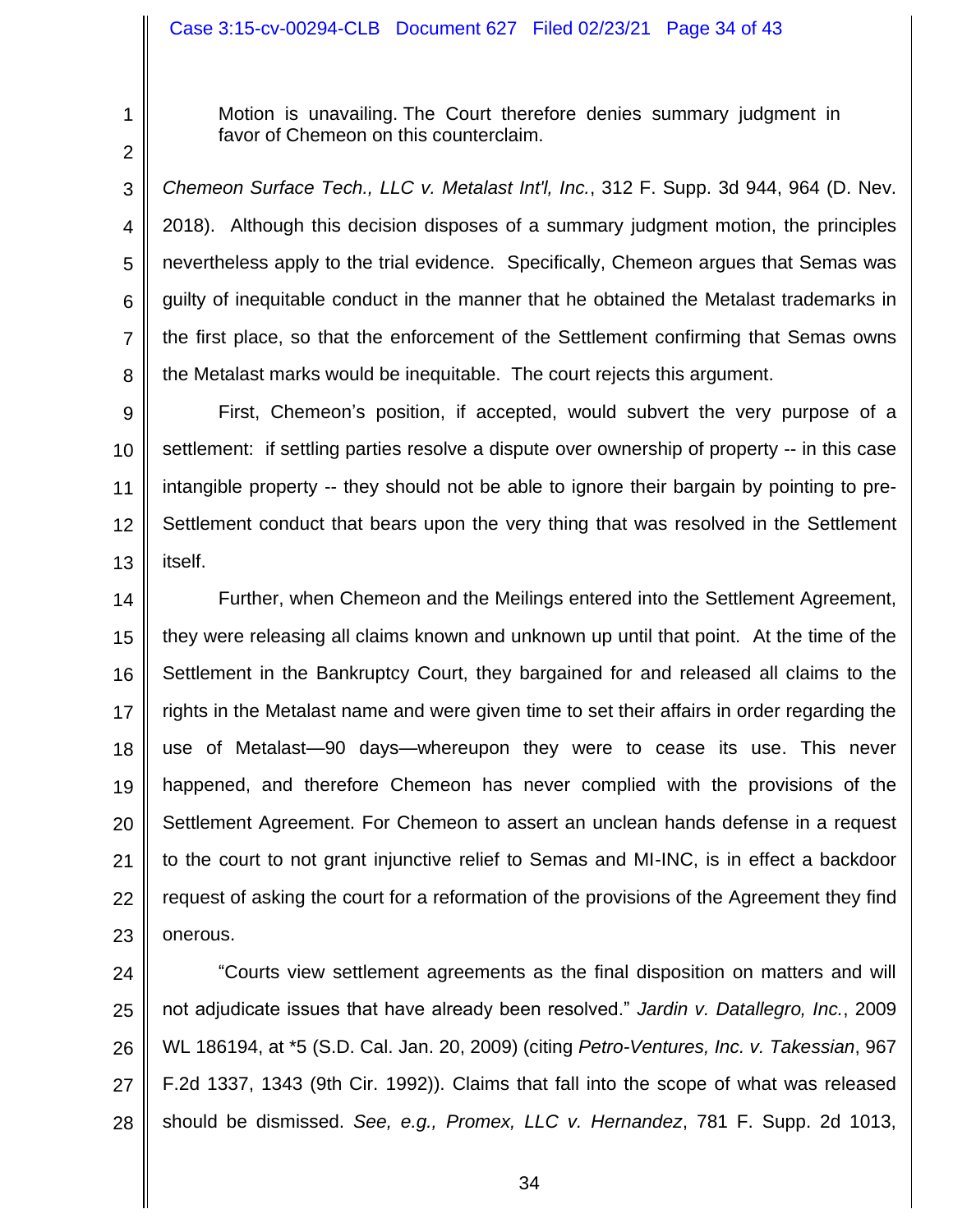> Motion is unavailing. The Court therefore denies summary judgment in favor of Chemeon on this counterclaim.

*Chemeon Surface Tech., LLC v. Metalast Int'l, Inc.*, 312 F. Supp. 3d 944, 964 (D. Nev. 2018). Although this decision disposes of a summary judgment motion, the principles nevertheless apply to the trial evidence. Specifically, Chemeon argues that Semas was guilty of inequitable conduct in the manner that he obtained the Metalast trademarks in the first place, so that the enforcement of the Settlement confirming that Semas owns the Metalast marks would be inequitable. The court rejects this argument.

First, Chemeon's position, if accepted, would subvert the very purpose of a settlement: if settling parties resolve a dispute over ownership of property -- in this case intangible property -- they should not be able to ignore their bargain by pointing to pre-Settlement conduct that bears upon the very thing that was resolved in the Settlement itself.

Further, when Chemeon and the Meilings entered into the Settlement Agreement, they were releasing all claims known and unknown up until that point. At the time of the Settlement in the Bankruptcy Court, they bargained for and released all claims to the rights in the Metalast name and were given time to set their affairs in order regarding the use of Metalast—90 days—whereupon they were to cease its use. This never happened, and therefore Chemeon has never complied with the provisions of the Settlement Agreement. For Chemeon to assert an unclean hands defense in a request to the court to not grant injunctive relief to Semas and MI-INC, is in effect a backdoor request of asking the court for a reformation of the provisions of the Agreement they find onerous.

"Courts view settlement agreements as the final disposition on matters and will not adjudicate issues that have already been resolved." *Jardin v. Datallegro, Inc.*, 2009 WL 186194, at *5 (S.D. Cal. Jan. 20, 2009) (citing *Petro-Ventures, Inc. v. Takessian*, 967 F.2d 1337, 1343 (9th Cir. 1992)). Claims that fall into the scope of what was released should be dismissed. *See, e.g., Promex, LLC v. Hernandez*, 781 F. Supp. 2d 1013,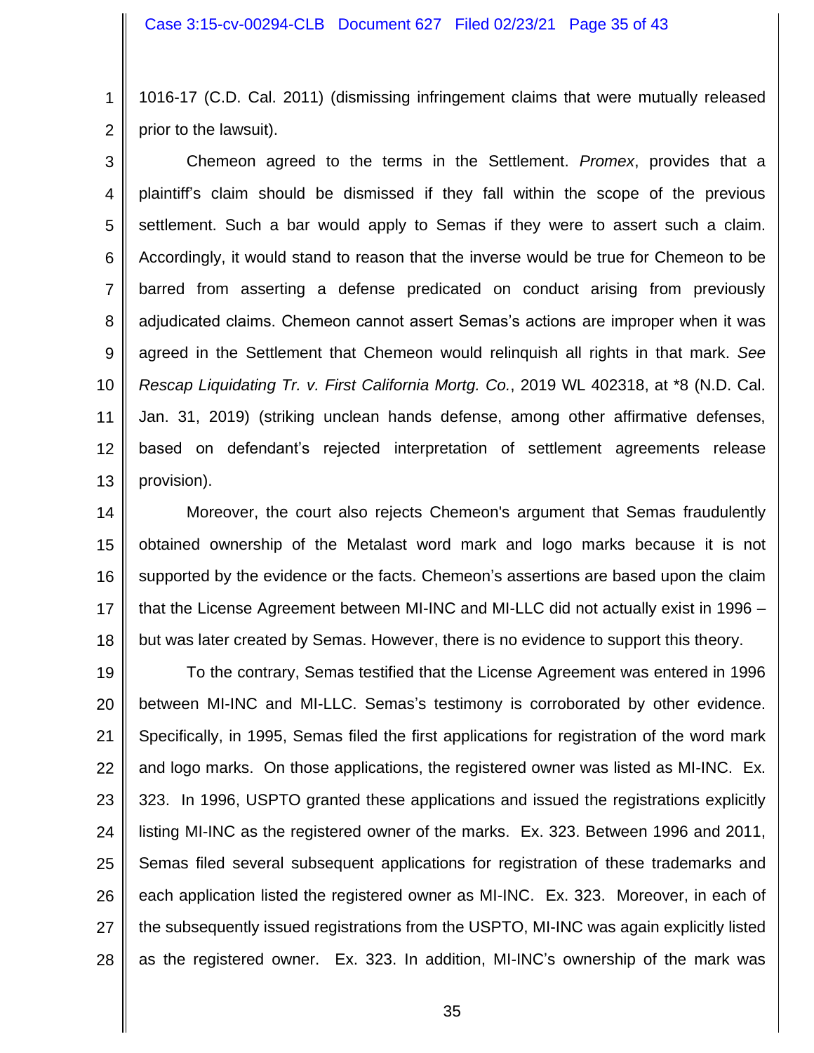1016-17 (C.D. Cal. 2011) (dismissing infringement claims that were mutually released prior to the lawsuit).

Chemeon agreed to the terms in the Settlement. *Promex*, provides that a plaintiff's claim should be dismissed if they fall within the scope of the previous settlement. Such a bar would apply to Semas if they were to assert such a claim. Accordingly, it would stand to reason that the inverse would be true for Chemeon to be barred from asserting a defense predicated on conduct arising from previously adjudicated claims. Chemeon cannot assert Semas's actions are improper when it was agreed in the Settlement that Chemeon would relinquish all rights in that mark. *See Rescap Liquidating Tr. v. First California Mortg. Co.*, 2019 WL 402318, at *8 (N.D. Cal. Jan. 31, 2019) (striking unclean hands defense, among other affirmative defenses, based on defendant's rejected interpretation of settlement agreements release provision).

Moreover, the court also rejects Chemeon's argument that Semas fraudulently obtained ownership of the Metalast word mark and logo marks because it is not supported by the evidence or the facts. Chemeon's assertions are based upon the claim that the License Agreement between MI-INC and MI-LLC did not actually exist in 1996 – but was later created by Semas. However, there is no evidence to support this theory.

To the contrary, Semas testified that the License Agreement was entered in 1996 between MI-INC and MI-LLC. Semas's testimony is corroborated by other evidence. Specifically, in 1995, Semas filed the first applications for registration of the word mark and logo marks. On those applications, the registered owner was listed as MI-INC. Ex. 323. In 1996, USPTO granted these applications and issued the registrations explicitly listing MI-INC as the registered owner of the marks. Ex. 323. Between 1996 and 2011, Semas filed several subsequent applications for registration of these trademarks and each application listed the registered owner as MI-INC. Ex. 323. Moreover, in each of the subsequently issued registrations from the USPTO, MI-INC was again explicitly listed as the registered owner. Ex. 323. In addition, MI-INC's ownership of the mark was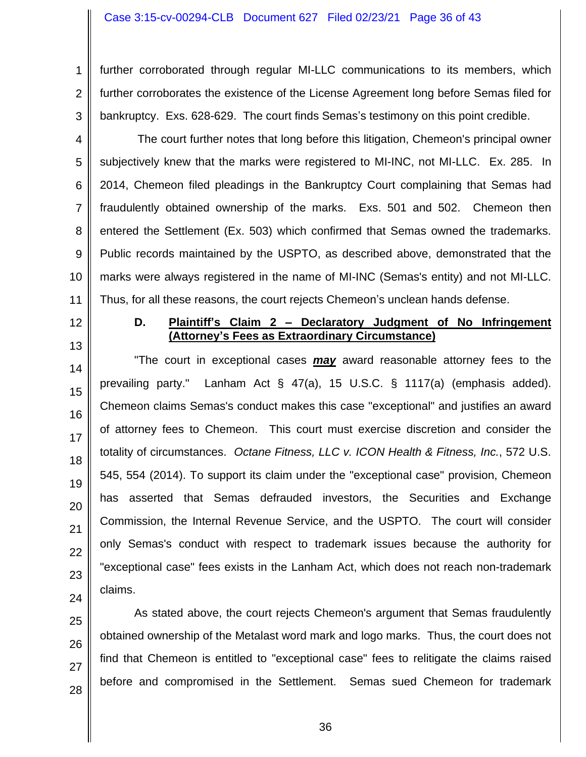further corroborated through regular MI-LLC communications to its members, which further corroborates the existence of the License Agreement long before Semas filed for bankruptcy. Exs. 628-629. The court finds Semas's testimony on this point credible.

The court further notes that long before this litigation, Chemeon's principal owner subjectively knew that the marks were registered to MI-INC, not MI-LLC. Ex. 285. In 2014, Chemeon filed pleadings in the Bankruptcy Court complaining that Semas had fraudulently obtained ownership of the marks. Exs. 501 and 502. Chemeon then entered the Settlement (Ex. 503) which confirmed that Semas owned the trademarks. Public records maintained by the USPTO, as described above, demonstrated that the marks were always registered in the name of MI-INC (Semas's entity) and not MI-LLC. Thus, for all these reasons, the court rejects Chemeon's unclean hands defense.

### D. <u>Plaintiff's Claim 2 – Declaratory Judgment of No Infringement (Attorney's Fees as Extraordinary Circumstance)</u>

"The court in exceptional cases <u>***may***</u> award reasonable attorney fees to the prevailing party." Lanham Act § 47(a), 15 U.S.C. § 1117(a) (emphasis added). Chemeon claims Semas's conduct makes this case "exceptional" and justifies an award of attorney fees to Chemeon. This court must exercise discretion and consider the totality of circumstances. *Octane Fitness, LLC v. ICON Health & Fitness, Inc.*, 572 U.S. 545, 554 (2014). To support its claim under the "exceptional case" provision, Chemeon has asserted that Semas defrauded investors, the Securities and Exchange Commission, the Internal Revenue Service, and the USPTO. The court will consider only Semas's conduct with respect to trademark issues because the authority for "exceptional case" fees exists in the Lanham Act, which does not reach non-trademark claims.

As stated above, the court rejects Chemeon's argument that Semas fraudulently obtained ownership of the Metalast word mark and logo marks. Thus, the court does not find that Chemeon is entitled to "exceptional case" fees to relitigate the claims raised before and compromised in the Settlement. Semas sued Chemeon for trademark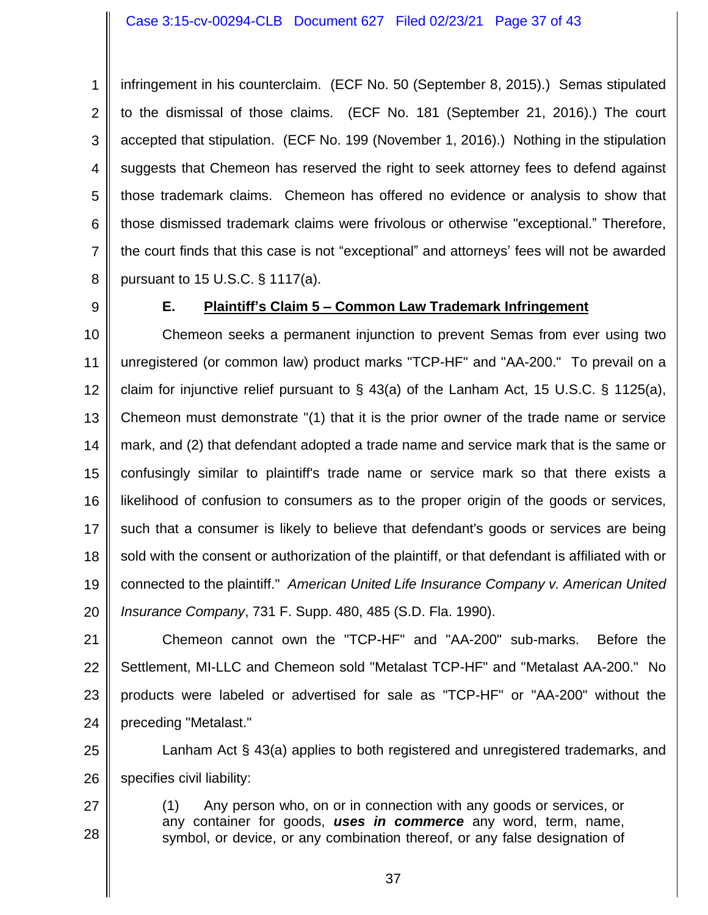infringement in his counterclaim. (ECF No. 50 (September 8, 2015).) Semas stipulated to the dismissal of those claims. (ECF No. 181 (September 21, 2016).) The court accepted that stipulation. (ECF No. 199 (November 1, 2016).) Nothing in the stipulation suggests that Chemeon has reserved the right to seek attorney fees to defend against those trademark claims. Chemeon has offered no evidence or analysis to show that those dismissed trademark claims were frivolous or otherwise "exceptional." Therefore, the court finds that this case is not "exceptional" and attorneys' fees will not be awarded pursuant to 15 U.S.C. § 1117(a).

### E. <u>Plaintiff's Claim 5 – Common Law Trademark Infringement</u>

Chemeon seeks a permanent injunction to prevent Semas from ever using two unregistered (or common law) product marks "TCP-HF" and "AA-200." To prevail on a claim for injunctive relief pursuant to § 43(a) of the Lanham Act, 15 U.S.C. § 1125(a), Chemeon must demonstrate "(1) that it is the prior owner of the trade name or service mark, and (2) that defendant adopted a trade name and service mark that is the same or confusingly similar to plaintiff's trade name or service mark so that there exists a likelihood of confusion to consumers as to the proper origin of the goods or services, such that a consumer is likely to believe that defendant's goods or services are being sold with the consent or authorization of the plaintiff, or that defendant is affiliated with or connected to the plaintiff." *American United Life Insurance Company v. American United Insurance Company*, 731 F. Supp. 480, 485 (S.D. Fla. 1990).

Chemeon cannot own the "TCP-HF" and "AA-200" sub-marks. Before the Settlement, MI-LLC and Chemeon sold "Metalast TCP-HF" and "Metalast AA-200." No products were labeled or advertised for sale as "TCP-HF" or "AA-200" without the preceding "Metalast."

Lanham Act § 43(a) applies to both registered and unregistered trademarks, and specifies civil liability:

> (1) Any person who, on or in connection with any goods or services, or any container for goods, ***uses in commerce*** any word, term, name, symbol, or device, or any combination thereof, or any false designation of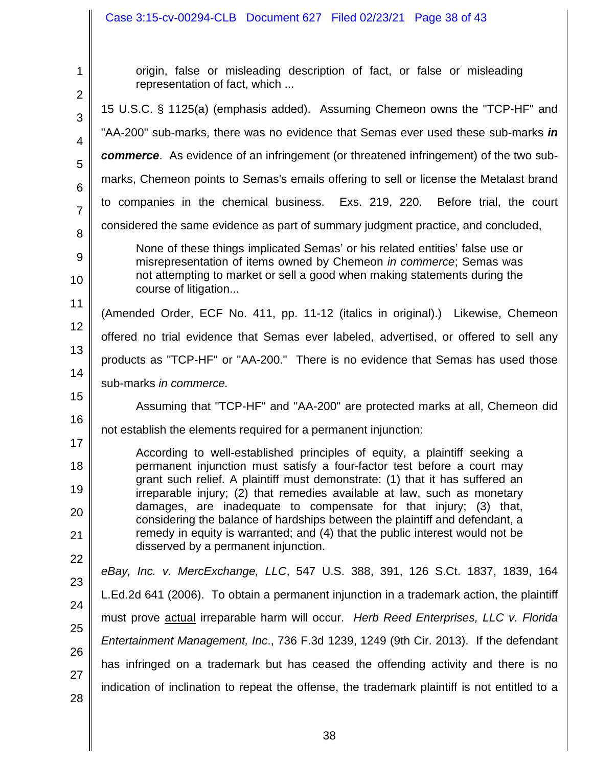> origin, false or misleading description of fact, or false or misleading representation of fact, which ...

15 U.S.C. § 1125(a) (emphasis added). Assuming Chemeon owns the "TCP-HF" and "AA-200" sub-marks, there was no evidence that Semas ever used these sub-marks ***in commerce***. As evidence of an infringement (or threatened infringement) of the two sub-marks, Chemeon points to Semas's emails offering to sell or license the Metalast brand to companies in the chemical business. Exs. 219, 220. Before trial, the court considered the same evidence as part of summary judgment practice, and concluded,

> None of these things implicated Semas' or his related entities' false use or misrepresentation of items owned by Chemeon *in commerce*; Semas was not attempting to market or sell a good when making statements during the course of litigation...

(Amended Order, ECF No. 411, pp. 11-12 (italics in original).) Likewise, Chemeon offered no trial evidence that Semas ever labeled, advertised, or offered to sell any products as "TCP-HF" or "AA-200." There is no evidence that Semas has used those sub-marks *in commerce.*

Assuming that "TCP-HF" and "AA-200" are protected marks at all, Chemeon did not establish the elements required for a permanent injunction:

> According to well-established principles of equity, a plaintiff seeking a permanent injunction must satisfy a four-factor test before a court may grant such relief. A plaintiff must demonstrate: (1) that it has suffered an irreparable injury; (2) that remedies available at law, such as monetary damages, are inadequate to compensate for that injury; (3) that, considering the balance of hardships between the plaintiff and defendant, a remedy in equity is warranted; and (4) that the public interest would not be disserved by a permanent injunction.

*eBay, Inc. v. MercExchange, LLC*, 547 U.S. 388, 391, 126 S.Ct. 1837, 1839, 164 L.Ed.2d 641 (2006). To obtain a permanent injunction in a trademark action, the plaintiff must prove <u>actual</u> irreparable harm will occur. *Herb Reed Enterprises, LLC v. Florida Entertainment Management, Inc*., 736 F.3d 1239, 1249 (9th Cir. 2013). If the defendant has infringed on a trademark but has ceased the offending activity and there is no indication of inclination to repeat the offense, the trademark plaintiff is not entitled to a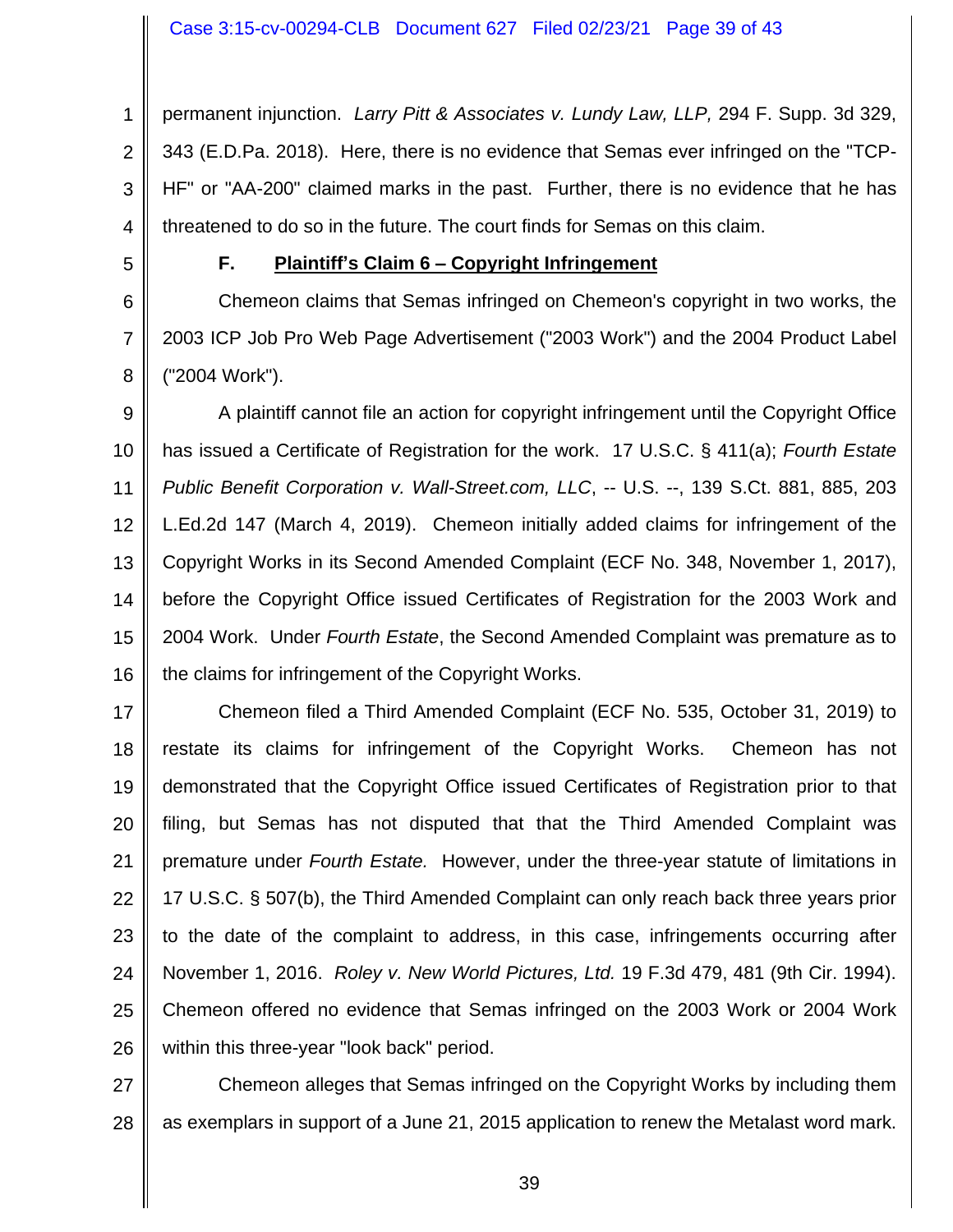permanent injunction. *Larry Pitt & Associates v. Lundy Law, LLP,* 294 F. Supp. 3d 329, 343 (E.D.Pa. 2018). Here, there is no evidence that Semas ever infringed on the "TCP-HF" or "AA-200" claimed marks in the past. Further, there is no evidence that he has threatened to do so in the future. The court finds for Semas on this claim.

**F. Plaintiff's Claim 6 – Copyright Infringement**

Chemeon claims that Semas infringed on Chemeon's copyright in two works, the 2003 ICP Job Pro Web Page Advertisement ("2003 Work") and the 2004 Product Label ("2004 Work").

A plaintiff cannot file an action for copyright infringement until the Copyright Office has issued a Certificate of Registration for the work. 17 U.S.C. § 411(a); *Fourth Estate Public Benefit Corporation v. Wall-Street.com, LLC*, -- U.S. --, 139 S.Ct. 881, 885, 203 L.Ed.2d 147 (March 4, 2019). Chemeon initially added claims for infringement of the Copyright Works in its Second Amended Complaint (ECF No. 348, November 1, 2017), before the Copyright Office issued Certificates of Registration for the 2003 Work and 2004 Work. Under *Fourth Estate*, the Second Amended Complaint was premature as to the claims for infringement of the Copyright Works.

Chemeon filed a Third Amended Complaint (ECF No. 535, October 31, 2019) to restate its claims for infringement of the Copyright Works. Chemeon has not demonstrated that the Copyright Office issued Certificates of Registration prior to that filing, but Semas has not disputed that that the Third Amended Complaint was premature under *Fourth Estate.* However, under the three-year statute of limitations in 17 U.S.C. § 507(b), the Third Amended Complaint can only reach back three years prior to the date of the complaint to address, in this case, infringements occurring after November 1, 2016. *Roley v. New World Pictures, Ltd.* 19 F.3d 479, 481 (9th Cir. 1994). Chemeon offered no evidence that Semas infringed on the 2003 Work or 2004 Work within this three-year "look back" period.

Chemeon alleges that Semas infringed on the Copyright Works by including them as exemplars in support of a June 21, 2015 application to renew the Metalast word mark.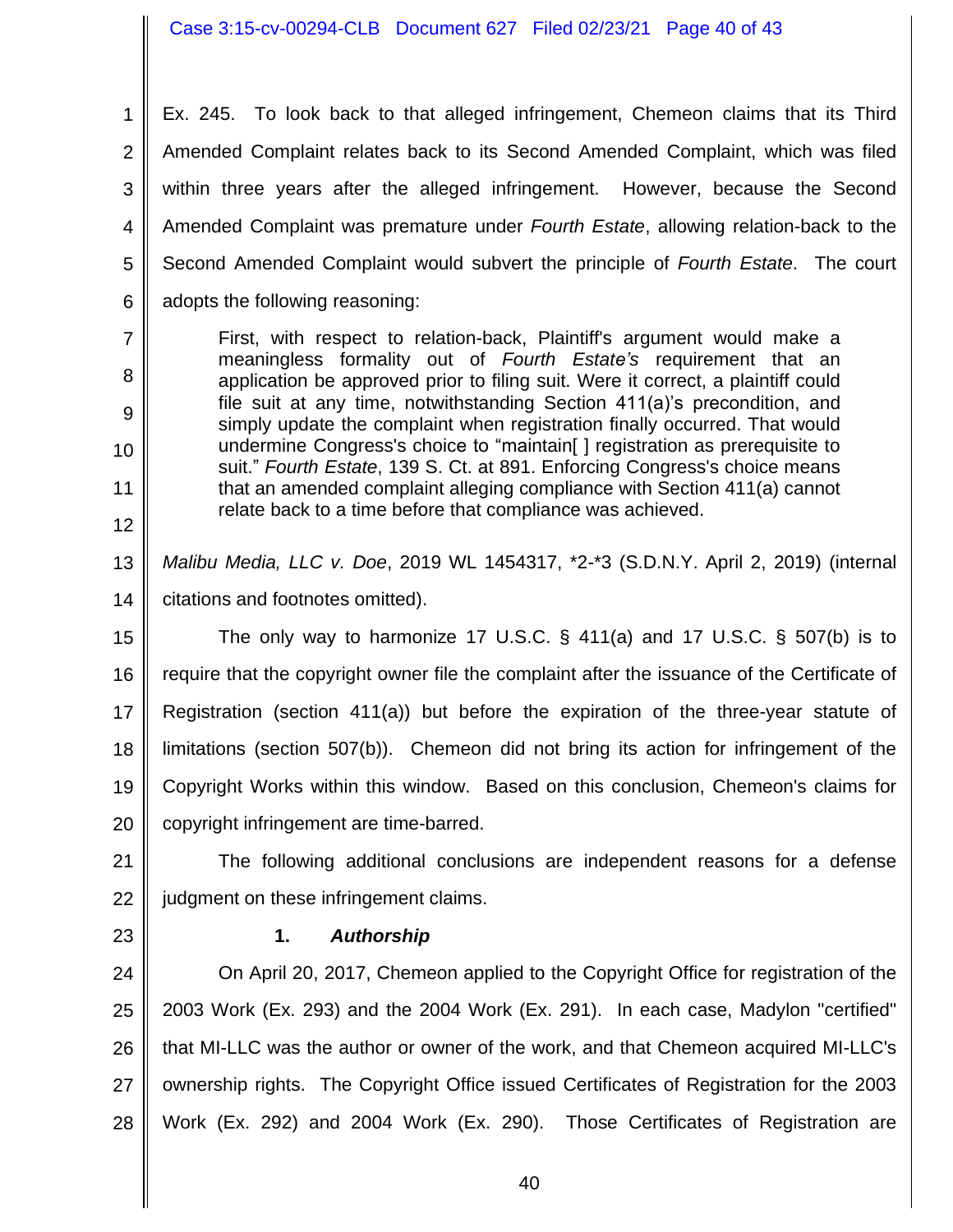Ex. 245. To look back to that alleged infringement, Chemeon claims that its Third Amended Complaint relates back to its Second Amended Complaint, which was filed within three years after the alleged infringement. However, because the Second Amended Complaint was premature under *Fourth Estate*, allowing relation-back to the Second Amended Complaint would subvert the principle of *Fourth Estate*. The court adopts the following reasoning:

> First, with respect to relation-back, Plaintiff's argument would make a meaningless formality out of *Fourth Estate's* requirement that an application be approved prior to filing suit. Were it correct, a plaintiff could file suit at any time, notwithstanding Section 411(a)'s precondition, and simply update the complaint when registration finally occurred. That would undermine Congress's choice to "maintain[ ] registration as prerequisite to suit." *Fourth Estate*, 139 S. Ct. at 891. Enforcing Congress's choice means that an amended complaint alleging compliance with Section 411(a) cannot relate back to a time before that compliance was achieved.

*Malibu Media, LLC v. Doe*, 2019 WL 1454317, *2-*3 (S.D.N.Y. April 2, 2019) (internal citations and footnotes omitted).

The only way to harmonize 17 U.S.C. § 411(a) and 17 U.S.C. § 507(b) is to require that the copyright owner file the complaint after the issuance of the Certificate of Registration (section 411(a)) but before the expiration of the three-year statute of limitations (section 507(b)). Chemeon did not bring its action for infringement of the Copyright Works within this window. Based on this conclusion, Chemeon's claims for copyright infringement are time-barred.

The following additional conclusions are independent reasons for a defense judgment on these infringement claims.

**1. *Authorship***

On April 20, 2017, Chemeon applied to the Copyright Office for registration of the 2003 Work (Ex. 293) and the 2004 Work (Ex. 291). In each case, Madylon "certified" that MI-LLC was the author or owner of the work, and that Chemeon acquired MI-LLC's ownership rights. The Copyright Office issued Certificates of Registration for the 2003 Work (Ex. 292) and 2004 Work (Ex. 290). Those Certificates of Registration are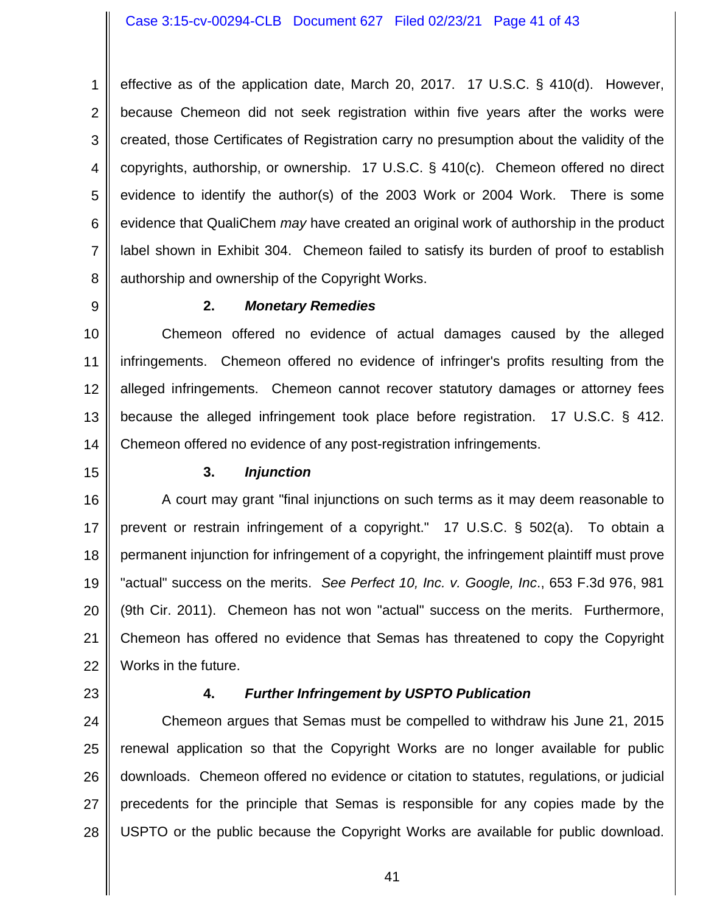effective as of the application date, March 20, 2017. 17 U.S.C. § 410(d). However, because Chemeon did not seek registration within five years after the works were created, those Certificates of Registration carry no presumption about the validity of the copyrights, authorship, or ownership. 17 U.S.C. § 410(c). Chemeon offered no direct evidence to identify the author(s) of the 2003 Work or 2004 Work. There is some evidence that QualiChem *may* have created an original work of authorship in the product label shown in Exhibit 304. Chemeon failed to satisfy its burden of proof to establish authorship and ownership of the Copyright Works.

### 2. *Monetary Remedies*

Chemeon offered no evidence of actual damages caused by the alleged infringements. Chemeon offered no evidence of infringer's profits resulting from the alleged infringements. Chemeon cannot recover statutory damages or attorney fees because the alleged infringement took place before registration. 17 U.S.C. § 412. Chemeon offered no evidence of any post-registration infringements.

### 3. *Injunction*

A court may grant "final injunctions on such terms as it may deem reasonable to prevent or restrain infringement of a copyright." 17 U.S.C. § 502(a). To obtain a permanent injunction for infringement of a copyright, the infringement plaintiff must prove "actual" success on the merits. *See Perfect 10, Inc. v. Google, Inc*., 653 F.3d 976, 981 (9th Cir. 2011). Chemeon has not won "actual" success on the merits. Furthermore, Chemeon has offered no evidence that Semas has threatened to copy the Copyright Works in the future.

### 4. *Further Infringement by USPTO Publication*

Chemeon argues that Semas must be compelled to withdraw his June 21, 2015 renewal application so that the Copyright Works are no longer available for public downloads. Chemeon offered no evidence or citation to statutes, regulations, or judicial precedents for the principle that Semas is responsible for any copies made by the USPTO or the public because the Copyright Works are available for public download.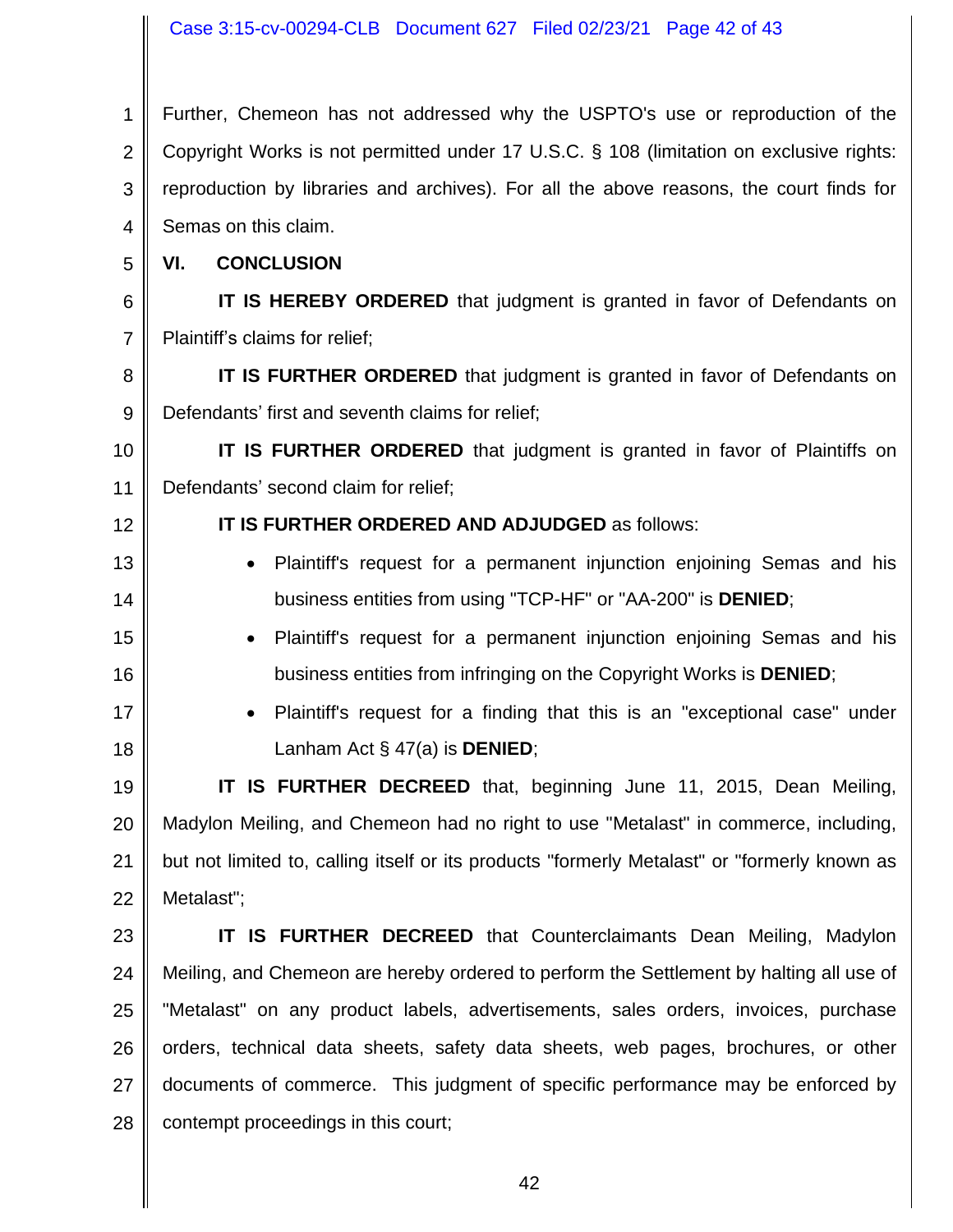Further, Chemeon has not addressed why the USPTO's use or reproduction of the Copyright Works is not permitted under 17 U.S.C. § 108 (limitation on exclusive rights: reproduction by libraries and archives). For all the above reasons, the court finds for Semas on this claim.

## VI. CONCLUSION

**IT IS HEREBY ORDERED** that judgment is granted in favor of Defendants on Plaintiff's claims for relief;

**IT IS FURTHER ORDERED** that judgment is granted in favor of Defendants on Defendants' first and seventh claims for relief;

**IT IS FURTHER ORDERED** that judgment is granted in favor of Plaintiffs on Defendants' second claim for relief;

**IT IS FURTHER ORDERED AND ADJUDGED** as follows:

- Plaintiff's request for a permanent injunction enjoining Semas and his business entities from using "TCP-HF" or "AA-200" is **DENIED**;
- Plaintiff's request for a permanent injunction enjoining Semas and his business entities from infringing on the Copyright Works is **DENIED**;
- Plaintiff's request for a finding that this is an "exceptional case" under Lanham Act § 47(a) is **DENIED**;

**IT IS FURTHER DECREED** that, beginning June 11, 2015, Dean Meiling, Madylon Meiling, and Chemeon had no right to use "Metalast" in commerce, including, but not limited to, calling itself or its products "formerly Metalast" or "formerly known as Metalast";

**IT IS FURTHER DECREED** that Counterclaimants Dean Meiling, Madylon Meiling, and Chemeon are hereby ordered to perform the Settlement by halting all use of "Metalast" on any product labels, advertisements, sales orders, invoices, purchase orders, technical data sheets, safety data sheets, web pages, brochures, or other documents of commerce. This judgment of specific performance may be enforced by contempt proceedings in this court;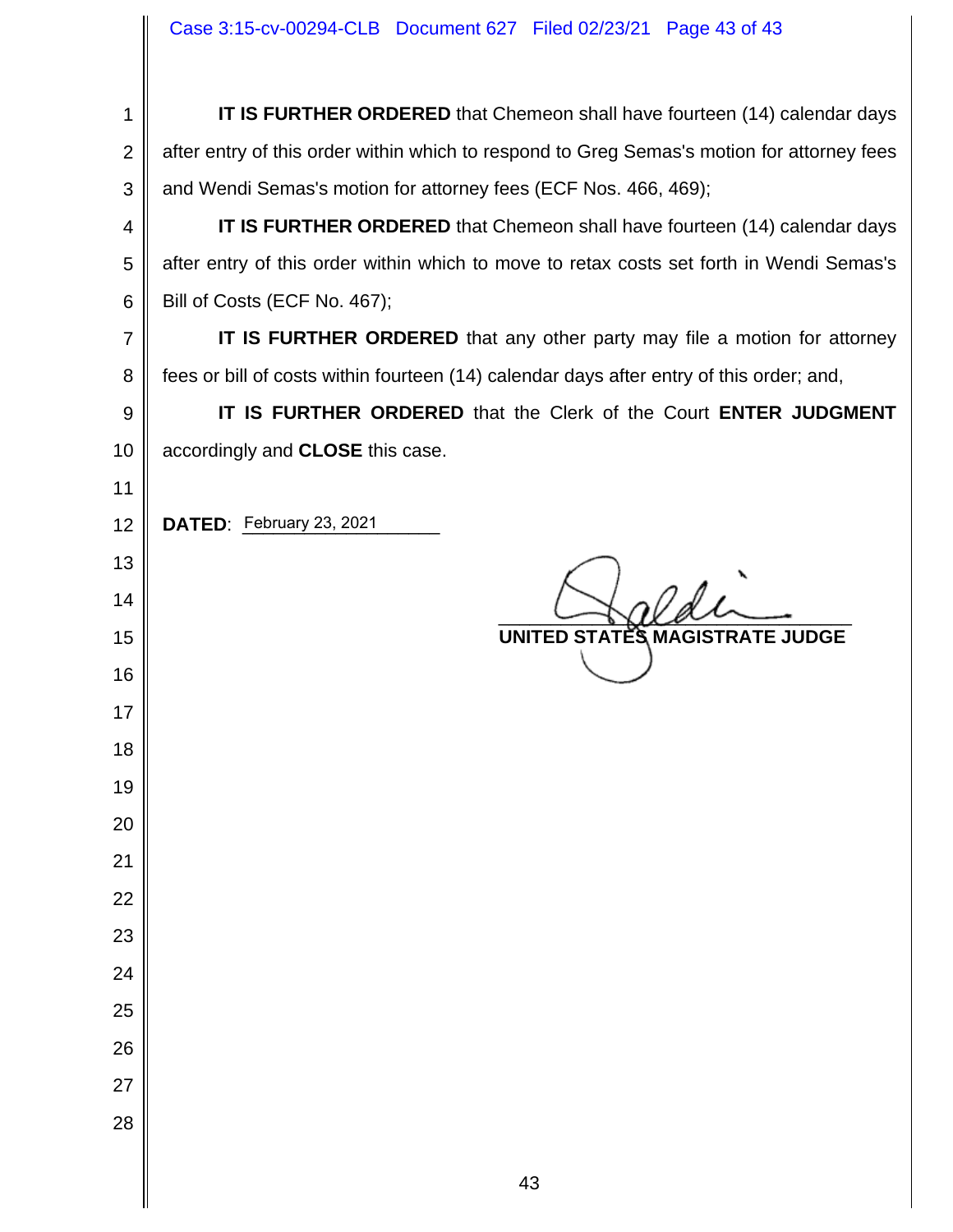**IT IS FURTHER ORDERED** that Chemeon shall have fourteen (14) calendar days after entry of this order within which to respond to Greg Semas's motion for attorney fees and Wendi Semas's motion for attorney fees (ECF Nos. 466, 469);

**IT IS FURTHER ORDERED** that Chemeon shall have fourteen (14) calendar days after entry of this order within which to move to retax costs set forth in Wendi Semas's Bill of Costs (ECF No. 467);

**IT IS FURTHER ORDERED** that any other party may file a motion for attorney fees or bill of costs within fourteen (14) calendar days after entry of this order; and,

**IT IS FURTHER ORDERED** that the Clerk of the Court **ENTER JUDGMENT** accordingly and **CLOSE** this case.

**DATED**: February 23, 2021

**UNITED STATES MAGISTRATE JUDGE**